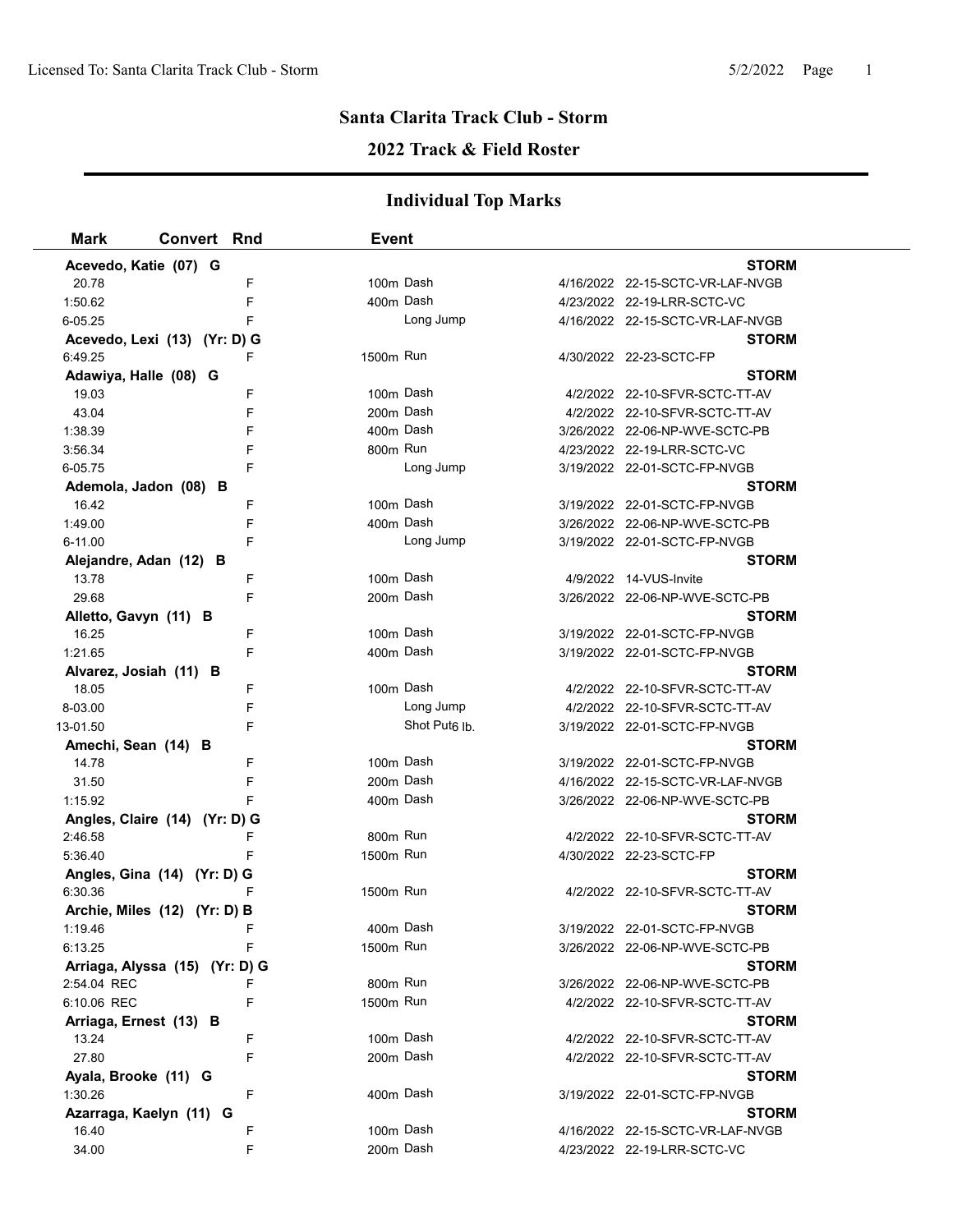## Santa Clarita Track Club - Storm

## 2022 Track & Field Roster

## Individual Top Marks

| Mark | Convert | Rnd | Event | | |
|---|---|---|---|---|---|
| **Acevedo, Katie (07) G** | | | | | **STORM** |
| 20.78 | | F | 100m Dash | 4/16/2022 | 22-15-SCTC-VR-LAF-NVGB |
| 1:50.62 | | F | 400m Dash | 4/23/2022 | 22-19-LRR-SCTC-VC |
| 6-05.25 | | F | Long Jump | 4/16/2022 | 22-15-SCTC-VR-LAF-NVGB |
| **Acevedo, Lexi (13) (Yr: D) G** | | | | | **STORM** |
| 6:49.25 | | F | 1500m Run | 4/30/2022 | 22-23-SCTC-FP |
| **Adawiya, Halle (08) G** | | | | | **STORM** |
| 19.03 | | F | 100m Dash | 4/2/2022 | 22-10-SFVR-SCTC-TT-AV |
| 43.04 | | F | 200m Dash | 4/2/2022 | 22-10-SFVR-SCTC-TT-AV |
| 1:38.39 | | F | 400m Dash | 3/26/2022 | 22-06-NP-WVE-SCTC-PB |
| 3:56.34 | | F | 800m Run | 4/23/2022 | 22-19-LRR-SCTC-VC |
| 6-05.75 | | F | Long Jump | 3/19/2022 | 22-01-SCTC-FP-NVGB |
| **Ademola, Jadon (08) B** | | | | | **STORM** |
| 16.42 | | F | 100m Dash | 3/19/2022 | 22-01-SCTC-FP-NVGB |
| 1:49.00 | | F | 400m Dash | 3/26/2022 | 22-06-NP-WVE-SCTC-PB |
| 6-11.00 | | F | Long Jump | 3/19/2022 | 22-01-SCTC-FP-NVGB |
| **Alejandre, Adan (12) B** | | | | | **STORM** |
| 13.78 | | F | 100m Dash | 4/9/2022 | 14-VUS-Invite |
| 29.68 | | F | 200m Dash | 3/26/2022 | 22-06-NP-WVE-SCTC-PB |
| **Alletto, Gavyn (11) B** | | | | | **STORM** |
| 16.25 | | F | 100m Dash | 3/19/2022 | 22-01-SCTC-FP-NVGB |
| 1:21.65 | | F | 400m Dash | 3/19/2022 | 22-01-SCTC-FP-NVGB |
| **Alvarez, Josiah (11) B** | | | | | **STORM** |
| 18.05 | | F | 100m Dash | 4/2/2022 | 22-10-SFVR-SCTC-TT-AV |
| 8-03.00 | | F | Long Jump | 4/2/2022 | 22-10-SFVR-SCTC-TT-AV |
| 13-01.50 | | F | Shot Put 6 lb. | 3/19/2022 | 22-01-SCTC-FP-NVGB |
| **Amechi, Sean (14) B** | | | | | **STORM** |
| 14.78 | | F | 100m Dash | 3/19/2022 | 22-01-SCTC-FP-NVGB |
| 31.50 | | F | 200m Dash | 4/16/2022 | 22-15-SCTC-VR-LAF-NVGB |
| 1:15.92 | | F | 400m Dash | 3/26/2022 | 22-06-NP-WVE-SCTC-PB |
| **Angles, Claire (14) (Yr: D) G** | | | | | **STORM** |
| 2:46.58 | | F | 800m Run | 4/2/2022 | 22-10-SFVR-SCTC-TT-AV |
| 5:36.40 | | F | 1500m Run | 4/30/2022 | 22-23-SCTC-FP |
| **Angles, Gina (14) (Yr: D) G** | | | | | **STORM** |
| 6:30.36 | | F | 1500m Run | 4/2/2022 | 22-10-SFVR-SCTC-TT-AV |
| **Archie, Miles (12) (Yr: D) B** | | | | | **STORM** |
| 1:19.46 | | F | 400m Dash | 3/19/2022 | 22-01-SCTC-FP-NVGB |
| 6:13.25 | | F | 1500m Run | 3/26/2022 | 22-06-NP-WVE-SCTC-PB |
| **Arriaga, Alyssa (15) (Yr: D) G** | | | | | **STORM** |
| 2:54.04 REC | | F | 800m Run | 3/26/2022 | 22-06-NP-WVE-SCTC-PB |
| 6:10.06 REC | | F | 1500m Run | 4/2/2022 | 22-10-SFVR-SCTC-TT-AV |
| **Arriaga, Ernest (13) B** | | | | | **STORM** |
| 13.24 | | F | 100m Dash | 4/2/2022 | 22-10-SFVR-SCTC-TT-AV |
| 27.80 | | F | 200m Dash | 4/2/2022 | 22-10-SFVR-SCTC-TT-AV |
| **Ayala, Brooke (11) G** | | | | | **STORM** |
| 1:30.26 | | F | 400m Dash | 3/19/2022 | 22-01-SCTC-FP-NVGB |
| **Azarraga, Kaelyn (11) G** | | | | | **STORM** |
| 16.40 | | F | 100m Dash | 4/16/2022 | 22-15-SCTC-VR-LAF-NVGB |
| 34.00 | | F | 200m Dash | 4/23/2022 | 22-19-LRR-SCTC-VC |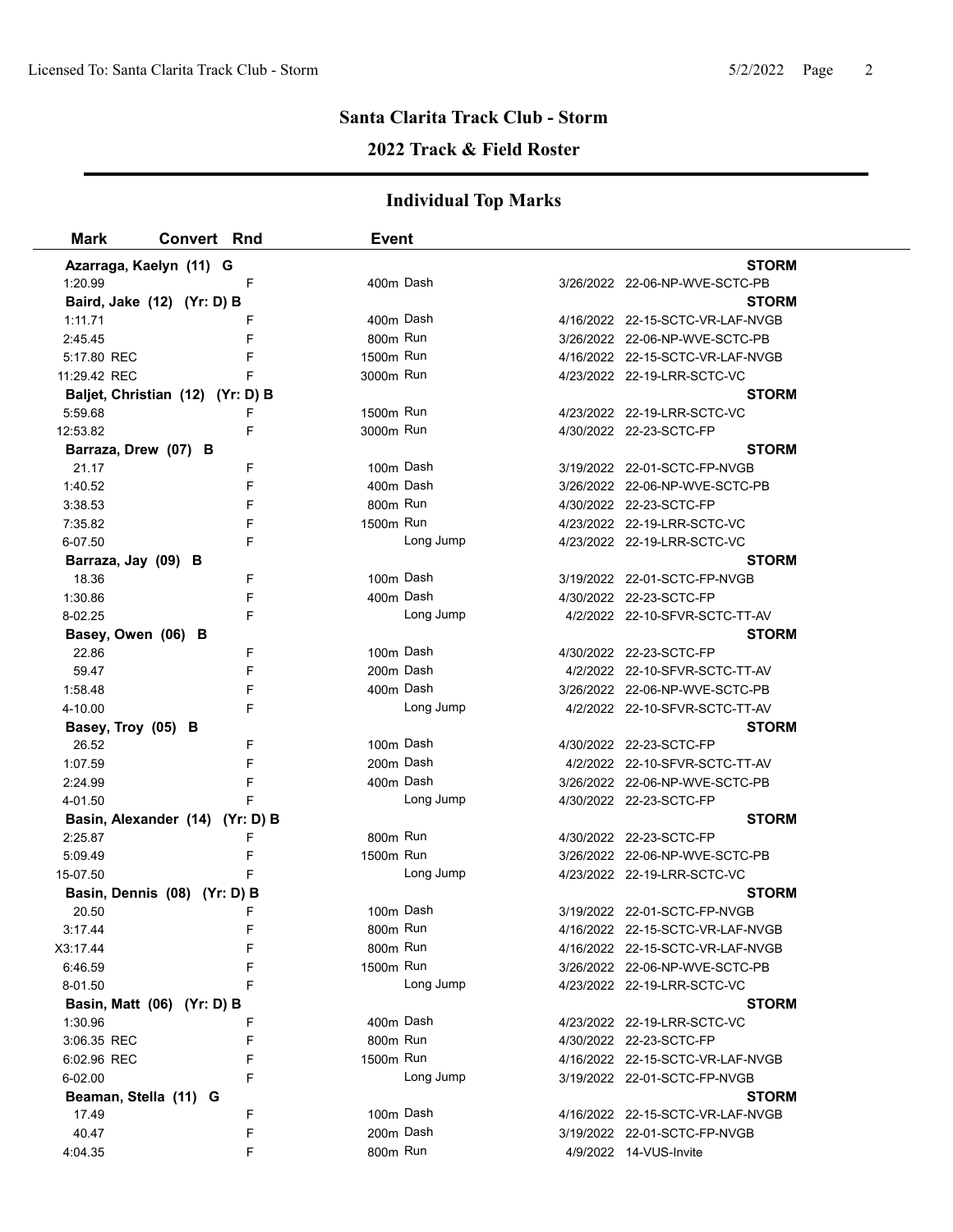## Santa Clarita Track Club - Storm

### 2022 Track & Field Roster

### Individual Top Marks

| Mark | Convert | Rnd | Event | Date | Meet |
|---|---|---|---|---|---|
| **Azarraga, Kaelyn (11) G** | | | | | **STORM** |
| 1:20.99 | | F | 400m Dash | 3/26/2022 | 22-06-NP-WVE-SCTC-PB |
| **Baird, Jake (12) (Yr: D) B** | | | | | **STORM** |
| 1:11.71 | | F | 400m Dash | 4/16/2022 | 22-15-SCTC-VR-LAF-NVGB |
| 2:45.45 | | F | 800m Run | 3/26/2022 | 22-06-NP-WVE-SCTC-PB |
| 5:17.80 REC | | F | 1500m Run | 4/16/2022 | 22-15-SCTC-VR-LAF-NVGB |
| 11:29.42 REC | | F | 3000m Run | 4/23/2022 | 22-19-LRR-SCTC-VC |
| **Baljet, Christian (12) (Yr: D) B** | | | | | **STORM** |
| 5:59.68 | | F | 1500m Run | 4/23/2022 | 22-19-LRR-SCTC-VC |
| 12:53.82 | | F | 3000m Run | 4/30/2022 | 22-23-SCTC-FP |
| **Barraza, Drew (07) B** | | | | | **STORM** |
| 21.17 | | F | 100m Dash | 3/19/2022 | 22-01-SCTC-FP-NVGB |
| 1:40.52 | | F | 400m Dash | 3/26/2022 | 22-06-NP-WVE-SCTC-PB |
| 3:38.53 | | F | 800m Run | 4/30/2022 | 22-23-SCTC-FP |
| 7:35.82 | | F | 1500m Run | 4/23/2022 | 22-19-LRR-SCTC-VC |
| 6-07.50 | | F | Long Jump | 4/23/2022 | 22-19-LRR-SCTC-VC |
| **Barraza, Jay (09) B** | | | | | **STORM** |
| 18.36 | | F | 100m Dash | 3/19/2022 | 22-01-SCTC-FP-NVGB |
| 1:30.86 | | F | 400m Dash | 4/30/2022 | 22-23-SCTC-FP |
| 8-02.25 | | F | Long Jump | 4/2/2022 | 22-10-SFVR-SCTC-TT-AV |
| **Basey, Owen (06) B** | | | | | **STORM** |
| 22.86 | | F | 100m Dash | 4/30/2022 | 22-23-SCTC-FP |
| 59.47 | | F | 200m Dash | 4/2/2022 | 22-10-SFVR-SCTC-TT-AV |
| 1:58.48 | | F | 400m Dash | 3/26/2022 | 22-06-NP-WVE-SCTC-PB |
| 4-10.00 | | F | Long Jump | 4/2/2022 | 22-10-SFVR-SCTC-TT-AV |
| **Basey, Troy (05) B** | | | | | **STORM** |
| 26.52 | | F | 100m Dash | 4/30/2022 | 22-23-SCTC-FP |
| 1:07.59 | | F | 200m Dash | 4/2/2022 | 22-10-SFVR-SCTC-TT-AV |
| 2:24.99 | | F | 400m Dash | 3/26/2022 | 22-06-NP-WVE-SCTC-PB |
| 4-01.50 | | F | Long Jump | 4/30/2022 | 22-23-SCTC-FP |
| **Basin, Alexander (14) (Yr: D) B** | | | | | **STORM** |
| 2:25.87 | | F | 800m Run | 4/30/2022 | 22-23-SCTC-FP |
| 5:09.49 | | F | 1500m Run | 3/26/2022 | 22-06-NP-WVE-SCTC-PB |
| 15-07.50 | | F | Long Jump | 4/23/2022 | 22-19-LRR-SCTC-VC |
| **Basin, Dennis (08) (Yr: D) B** | | | | | **STORM** |
| 20.50 | | F | 100m Dash | 3/19/2022 | 22-01-SCTC-FP-NVGB |
| 3:17.44 | | F | 800m Run | 4/16/2022 | 22-15-SCTC-VR-LAF-NVGB |
| X3:17.44 | | F | 800m Run | 4/16/2022 | 22-15-SCTC-VR-LAF-NVGB |
| 6:46.59 | | F | 1500m Run | 3/26/2022 | 22-06-NP-WVE-SCTC-PB |
| 8-01.50 | | F | Long Jump | 4/23/2022 | 22-19-LRR-SCTC-VC |
| **Basin, Matt (06) (Yr: D) B** | | | | | **STORM** |
| 1:30.96 | | F | 400m Dash | 4/23/2022 | 22-19-LRR-SCTC-VC |
| 3:06.35 REC | | F | 800m Run | 4/30/2022 | 22-23-SCTC-FP |
| 6:02.96 REC | | F | 1500m Run | 4/16/2022 | 22-15-SCTC-VR-LAF-NVGB |
| 6-02.00 | | F | Long Jump | 3/19/2022 | 22-01-SCTC-FP-NVGB |
| **Beaman, Stella (11) G** | | | | | **STORM** |
| 17.49 | | F | 100m Dash | 4/16/2022 | 22-15-SCTC-VR-LAF-NVGB |
| 40.47 | | F | 200m Dash | 3/19/2022 | 22-01-SCTC-FP-NVGB |
| 4:04.35 | | F | 800m Run | 4/9/2022 | 14-VUS-Invite |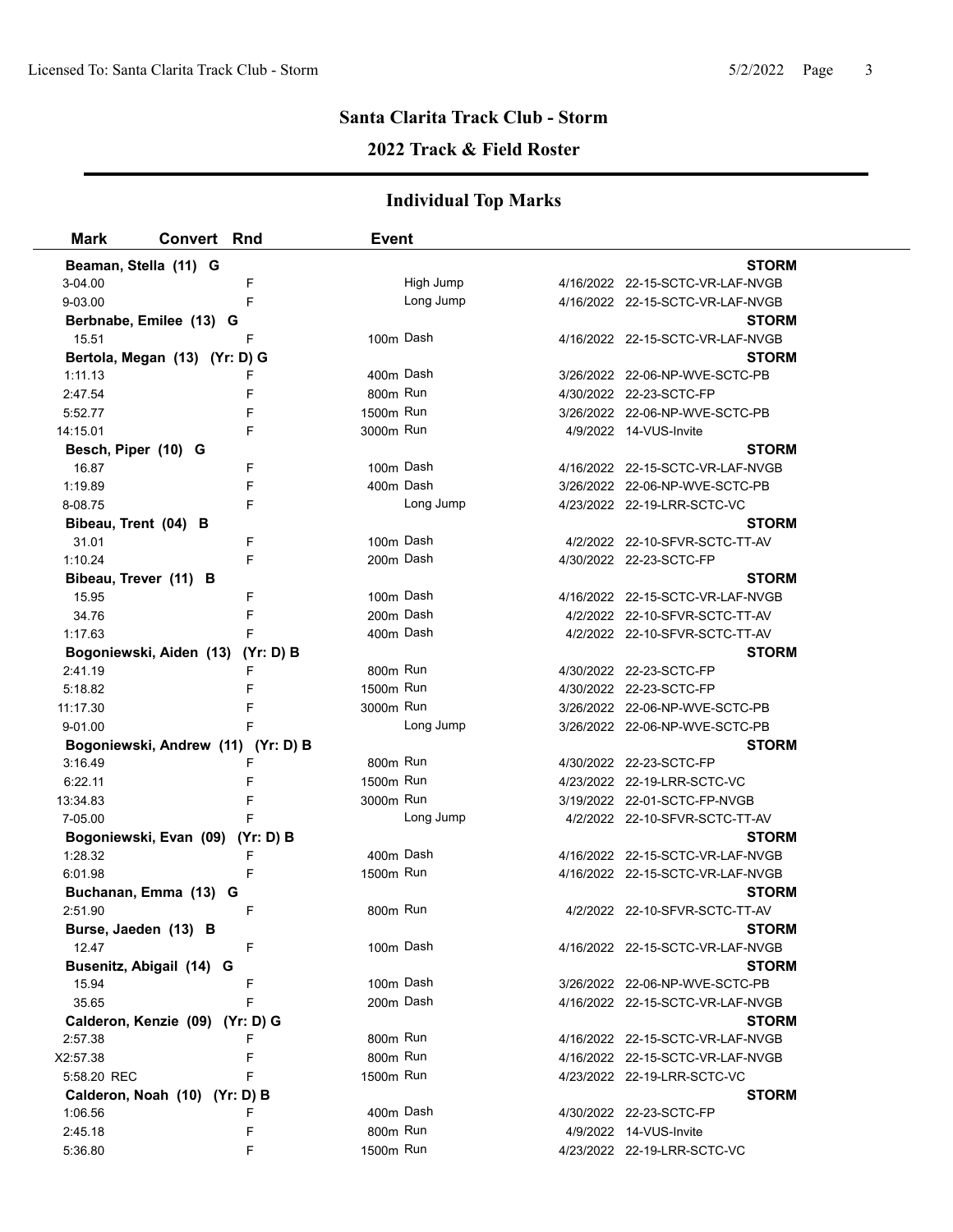# Santa Clarita Track Club - Storm

## 2022 Track & Field Roster

### Individual Top Marks

| Mark | Convert | Rnd | Event | | |
|---|---|---|---|---|---|
| **Beaman, Stella (11) G** | | | | | **STORM** |
| 3-04.00 | | F | High Jump | 4/16/2022 | 22-15-SCTC-VR-LAF-NVGB |
| 9-03.00 | | F | Long Jump | 4/16/2022 | 22-15-SCTC-VR-LAF-NVGB |
| **Berbnabe, Emilee (13) G** | | | | | **STORM** |
| 15.51 | | F | 100m Dash | 4/16/2022 | 22-15-SCTC-VR-LAF-NVGB |
| **Bertola, Megan (13) (Yr: D) G** | | | | | **STORM** |
| 1:11.13 | | F | 400m Dash | 3/26/2022 | 22-06-NP-WVE-SCTC-PB |
| 2:47.54 | | F | 800m Run | 4/30/2022 | 22-23-SCTC-FP |
| 5:52.77 | | F | 1500m Run | 3/26/2022 | 22-06-NP-WVE-SCTC-PB |
| 14:15.01 | | F | 3000m Run | 4/9/2022 | 14-VUS-Invite |
| **Besch, Piper (10) G** | | | | | **STORM** |
| 16.87 | | F | 100m Dash | 4/16/2022 | 22-15-SCTC-VR-LAF-NVGB |
| 1:19.89 | | F | 400m Dash | 3/26/2022 | 22-06-NP-WVE-SCTC-PB |
| 8-08.75 | | F | Long Jump | 4/23/2022 | 22-19-LRR-SCTC-VC |
| **Bibeau, Trent (04) B** | | | | | **STORM** |
| 31.01 | | F | 100m Dash | 4/2/2022 | 22-10-SFVR-SCTC-TT-AV |
| 1:10.24 | | F | 200m Dash | 4/30/2022 | 22-23-SCTC-FP |
| **Bibeau, Trever (11) B** | | | | | **STORM** |
| 15.95 | | F | 100m Dash | 4/16/2022 | 22-15-SCTC-VR-LAF-NVGB |
| 34.76 | | F | 200m Dash | 4/2/2022 | 22-10-SFVR-SCTC-TT-AV |
| 1:17.63 | | F | 400m Dash | 4/2/2022 | 22-10-SFVR-SCTC-TT-AV |
| **Bogoniewski, Aiden (13) (Yr: D) B** | | | | | **STORM** |
| 2:41.19 | | F | 800m Run | 4/30/2022 | 22-23-SCTC-FP |
| 5:18.82 | | F | 1500m Run | 4/30/2022 | 22-23-SCTC-FP |
| 11:17.30 | | F | 3000m Run | 3/26/2022 | 22-06-NP-WVE-SCTC-PB |
| 9-01.00 | | F | Long Jump | 3/26/2022 | 22-06-NP-WVE-SCTC-PB |
| **Bogoniewski, Andrew (11) (Yr: D) B** | | | | | **STORM** |
| 3:16.49 | | F | 800m Run | 4/30/2022 | 22-23-SCTC-FP |
| 6:22.11 | | F | 1500m Run | 4/23/2022 | 22-19-LRR-SCTC-VC |
| 13:34.83 | | F | 3000m Run | 3/19/2022 | 22-01-SCTC-FP-NVGB |
| 7-05.00 | | F | Long Jump | 4/2/2022 | 22-10-SFVR-SCTC-TT-AV |
| **Bogoniewski, Evan (09) (Yr: D) B** | | | | | **STORM** |
| 1:28.32 | | F | 400m Dash | 4/16/2022 | 22-15-SCTC-VR-LAF-NVGB |
| 6:01.98 | | F | 1500m Run | 4/16/2022 | 22-15-SCTC-VR-LAF-NVGB |
| **Buchanan, Emma (13) G** | | | | | **STORM** |
| 2:51.90 | | F | 800m Run | 4/2/2022 | 22-10-SFVR-SCTC-TT-AV |
| **Burse, Jaeden (13) B** | | | | | **STORM** |
| 12.47 | | F | 100m Dash | 4/16/2022 | 22-15-SCTC-VR-LAF-NVGB |
| **Busenitz, Abigail (14) G** | | | | | **STORM** |
| 15.94 | | F | 100m Dash | 3/26/2022 | 22-06-NP-WVE-SCTC-PB |
| 35.65 | | F | 200m Dash | 4/16/2022 | 22-15-SCTC-VR-LAF-NVGB |
| **Calderon, Kenzie (09) (Yr: D) G** | | | | | **STORM** |
| 2:57.38 | | F | 800m Run | 4/16/2022 | 22-15-SCTC-VR-LAF-NVGB |
| X2:57.38 | | F | 800m Run | 4/16/2022 | 22-15-SCTC-VR-LAF-NVGB |
| 5:58.20 REC | | F | 1500m Run | 4/23/2022 | 22-19-LRR-SCTC-VC |
| **Calderon, Noah (10) (Yr: D) B** | | | | | **STORM** |
| 1:06.56 | | F | 400m Dash | 4/30/2022 | 22-23-SCTC-FP |
| 2:45.18 | | F | 800m Run | 4/9/2022 | 14-VUS-Invite |
| 5:36.80 | | F | 1500m Run | 4/23/2022 | 22-19-LRR-SCTC-VC |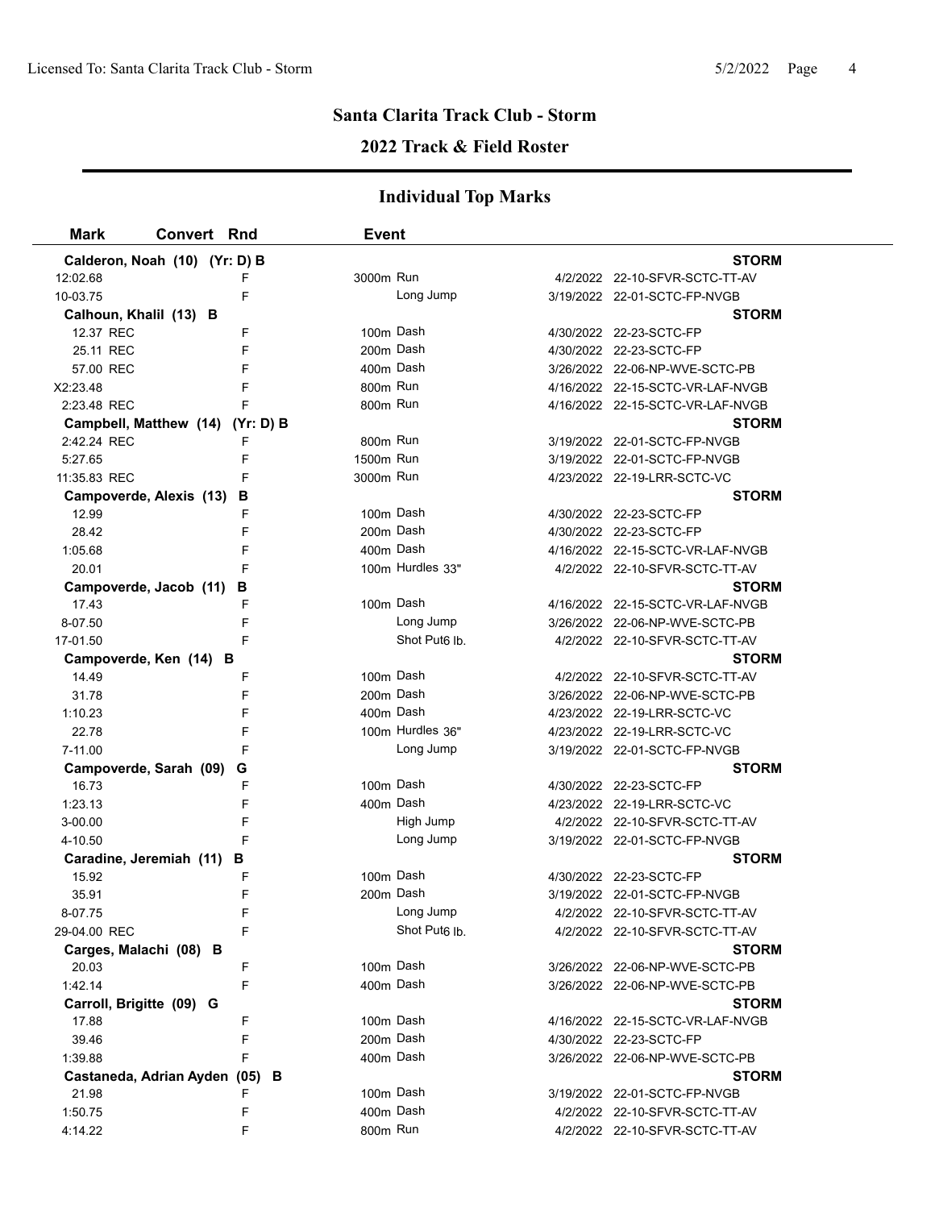## Santa Clarita Track Club - Storm

## 2022 Track & Field Roster

### Individual Top Marks

| Mark | Convert | Rnd | Event | | Date | Meet |
|---|---|---|---|---|---|---|
| **Calderon, Noah (10) (Yr: D) B** | | | | | | **STORM** |
| 12:02.68 | | F | 3000m Run | | 4/2/2022 | 22-10-SFVR-SCTC-TT-AV |
| 10-03.75 | | F | | Long Jump | 3/19/2022 | 22-01-SCTC-FP-NVGB |
| **Calhoun, Khalil (13) B** | | | | | | **STORM** |
| 12.37 REC | | F | 100m Dash | | 4/30/2022 | 22-23-SCTC-FP |
| 25.11 REC | | F | 200m Dash | | 4/30/2022 | 22-23-SCTC-FP |
| 57.00 REC | | F | 400m Dash | | 3/26/2022 | 22-06-NP-WVE-SCTC-PB |
| X2:23.48 | | F | 800m Run | | 4/16/2022 | 22-15-SCTC-VR-LAF-NVGB |
| 2:23.48 REC | | F | 800m Run | | 4/16/2022 | 22-15-SCTC-VR-LAF-NVGB |
| **Campbell, Matthew (14) (Yr: D) B** | | | | | | **STORM** |
| 2:42.24 REC | | F | 800m Run | | 3/19/2022 | 22-01-SCTC-FP-NVGB |
| 5:27.65 | | F | 1500m Run | | 3/19/2022 | 22-01-SCTC-FP-NVGB |
| 11:35.83 REC | | F | 3000m Run | | 4/23/2022 | 22-19-LRR-SCTC-VC |
| **Campoverde, Alexis (13) B** | | | | | | **STORM** |
| 12.99 | | F | 100m Dash | | 4/30/2022 | 22-23-SCTC-FP |
| 28.42 | | F | 200m Dash | | 4/30/2022 | 22-23-SCTC-FP |
| 1:05.68 | | F | 400m Dash | | 4/16/2022 | 22-15-SCTC-VR-LAF-NVGB |
| 20.01 | | F | 100m Hurdles 33" | | 4/2/2022 | 22-10-SFVR-SCTC-TT-AV |
| **Campoverde, Jacob (11) B** | | | | | | **STORM** |
| 17.43 | | F | 100m Dash | | 4/16/2022 | 22-15-SCTC-VR-LAF-NVGB |
| 8-07.50 | | F | | Long Jump | 3/26/2022 | 22-06-NP-WVE-SCTC-PB |
| 17-01.50 | | F | | Shot Put6 lb. | 4/2/2022 | 22-10-SFVR-SCTC-TT-AV |
| **Campoverde, Ken (14) B** | | | | | | **STORM** |
| 14.49 | | F | 100m Dash | | 4/2/2022 | 22-10-SFVR-SCTC-TT-AV |
| 31.78 | | F | 200m Dash | | 3/26/2022 | 22-06-NP-WVE-SCTC-PB |
| 1:10.23 | | F | 400m Dash | | 4/23/2022 | 22-19-LRR-SCTC-VC |
| 22.78 | | F | 100m Hurdles 36" | | 4/23/2022 | 22-19-LRR-SCTC-VC |
| 7-11.00 | | F | | Long Jump | 3/19/2022 | 22-01-SCTC-FP-NVGB |
| **Campoverde, Sarah (09) G** | | | | | | **STORM** |
| 16.73 | | F | 100m Dash | | 4/30/2022 | 22-23-SCTC-FP |
| 1:23.13 | | F | 400m Dash | | 4/23/2022 | 22-19-LRR-SCTC-VC |
| 3-00.00 | | F | | High Jump | 4/2/2022 | 22-10-SFVR-SCTC-TT-AV |
| 4-10.50 | | F | | Long Jump | 3/19/2022 | 22-01-SCTC-FP-NVGB |
| **Caradine, Jeremiah (11) B** | | | | | | **STORM** |
| 15.92 | | F | 100m Dash | | 4/30/2022 | 22-23-SCTC-FP |
| 35.91 | | F | 200m Dash | | 3/19/2022 | 22-01-SCTC-FP-NVGB |
| 8-07.75 | | F | | Long Jump | 4/2/2022 | 22-10-SFVR-SCTC-TT-AV |
| 29-04.00 REC | | F | | Shot Put6 lb. | 4/2/2022 | 22-10-SFVR-SCTC-TT-AV |
| **Carges, Malachi (08) B** | | | | | | **STORM** |
| 20.03 | | F | 100m Dash | | 3/26/2022 | 22-06-NP-WVE-SCTC-PB |
| 1:42.14 | | F | 400m Dash | | 3/26/2022 | 22-06-NP-WVE-SCTC-PB |
| **Carroll, Brigitte (09) G** | | | | | | **STORM** |
| 17.88 | | F | 100m Dash | | 4/16/2022 | 22-15-SCTC-VR-LAF-NVGB |
| 39.46 | | F | 200m Dash | | 4/30/2022 | 22-23-SCTC-FP |
| 1:39.88 | | F | 400m Dash | | 3/26/2022 | 22-06-NP-WVE-SCTC-PB |
| **Castaneda, Adrian Ayden (05) B** | | | | | | **STORM** |
| 21.98 | | F | 100m Dash | | 3/19/2022 | 22-01-SCTC-FP-NVGB |
| 1:50.75 | | F | 400m Dash | | 4/2/2022 | 22-10-SFVR-SCTC-TT-AV |
| 4:14.22 | | F | 800m Run | | 4/2/2022 | 22-10-SFVR-SCTC-TT-AV |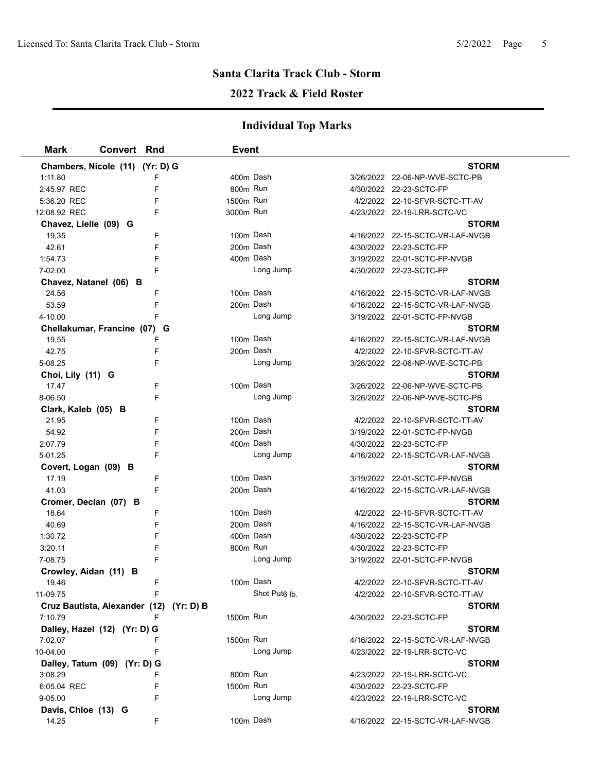## Santa Clarita Track Club - Storm

## 2022 Track & Field Roster

### Individual Top Marks

| Mark | Convert | Rnd | Event | Date | Meet |
|---|---|---|---|---|---|
| **Chambers, Nicole (11) (Yr: D) G** | | | | | **STORM** |
| 1:11.80 | | F | 400m Dash | 3/26/2022 | 22-06-NP-WVE-SCTC-PB |
| 2:45.97 REC | | F | 800m Run | 4/30/2022 | 22-23-SCTC-FP |
| 5:36.20 REC | | F | 1500m Run | 4/2/2022 | 22-10-SFVR-SCTC-TT-AV |
| 12:08.92 REC | | F | 3000m Run | 4/23/2022 | 22-19-LRR-SCTC-VC |
| **Chavez, Lielle (09) G** | | | | | **STORM** |
| 19.35 | | F | 100m Dash | 4/16/2022 | 22-15-SCTC-VR-LAF-NVGB |
| 42.61 | | F | 200m Dash | 4/30/2022 | 22-23-SCTC-FP |
| 1:54.73 | | F | 400m Dash | 3/19/2022 | 22-01-SCTC-FP-NVGB |
| 7-02.00 | | F | Long Jump | 4/30/2022 | 22-23-SCTC-FP |
| **Chavez, Natanel (06) B** | | | | | **STORM** |
| 24.56 | | F | 100m Dash | 4/16/2022 | 22-15-SCTC-VR-LAF-NVGB |
| 53.59 | | F | 200m Dash | 4/16/2022 | 22-15-SCTC-VR-LAF-NVGB |
| 4-10.00 | | F | Long Jump | 3/19/2022 | 22-01-SCTC-FP-NVGB |
| **Chellakumar, Francine (07) G** | | | | | **STORM** |
| 19.55 | | F | 100m Dash | 4/16/2022 | 22-15-SCTC-VR-LAF-NVGB |
| 42.75 | | F | 200m Dash | 4/2/2022 | 22-10-SFVR-SCTC-TT-AV |
| 5-08.25 | | F | Long Jump | 3/26/2022 | 22-06-NP-WVE-SCTC-PB |
| **Choi, Lily (11) G** | | | | | **STORM** |
| 17.47 | | F | 100m Dash | 3/26/2022 | 22-06-NP-WVE-SCTC-PB |
| 8-06.50 | | F | Long Jump | 3/26/2022 | 22-06-NP-WVE-SCTC-PB |
| **Clark, Kaleb (05) B** | | | | | **STORM** |
| 21.95 | | F | 100m Dash | 4/2/2022 | 22-10-SFVR-SCTC-TT-AV |
| 54.92 | | F | 200m Dash | 3/19/2022 | 22-01-SCTC-FP-NVGB |
| 2:07.79 | | F | 400m Dash | 4/30/2022 | 22-23-SCTC-FP |
| 5-01.25 | | F | Long Jump | 4/16/2022 | 22-15-SCTC-VR-LAF-NVGB |
| **Covert, Logan (09) B** | | | | | **STORM** |
| 17.19 | | F | 100m Dash | 3/19/2022 | 22-01-SCTC-FP-NVGB |
| 41.03 | | F | 200m Dash | 4/16/2022 | 22-15-SCTC-VR-LAF-NVGB |
| **Cromer, Declan (07) B** | | | | | **STORM** |
| 18.64 | | F | 100m Dash | 4/2/2022 | 22-10-SFVR-SCTC-TT-AV |
| 40.69 | | F | 200m Dash | 4/16/2022 | 22-15-SCTC-VR-LAF-NVGB |
| 1:30.72 | | F | 400m Dash | 4/30/2022 | 22-23-SCTC-FP |
| 3:20.11 | | F | 800m Run | 4/30/2022 | 22-23-SCTC-FP |
| 7-08.75 | | F | Long Jump | 3/19/2022 | 22-01-SCTC-FP-NVGB |
| **Crowley, Aidan (11) B** | | | | | **STORM** |
| 19.46 | | F | 100m Dash | 4/2/2022 | 22-10-SFVR-SCTC-TT-AV |
| 11-09.75 | | F | Shot Put 6 lb. | 4/2/2022 | 22-10-SFVR-SCTC-TT-AV |
| **Cruz Bautista, Alexander (12) (Yr: D) B** | | | | | **STORM** |
| 7:10.79 | | F | 1500m Run | 4/30/2022 | 22-23-SCTC-FP |
| **Dalley, Hazel (12) (Yr: D) G** | | | | | **STORM** |
| 7:02.07 | | F | 1500m Run | 4/16/2022 | 22-15-SCTC-VR-LAF-NVGB |
| 10-04.00 | | F | Long Jump | 4/23/2022 | 22-19-LRR-SCTC-VC |
| **Dalley, Tatum (09) (Yr: D) G** | | | | | **STORM** |
| 3:08.29 | | F | 800m Run | 4/23/2022 | 22-19-LRR-SCTC-VC |
| 6:05.04 REC | | F | 1500m Run | 4/30/2022 | 22-23-SCTC-FP |
| 9-05.00 | | F | Long Jump | 4/23/2022 | 22-19-LRR-SCTC-VC |
| **Davis, Chloe (13) G** | | | | | **STORM** |
| 14.25 | | F | 100m Dash | 4/16/2022 | 22-15-SCTC-VR-LAF-NVGB |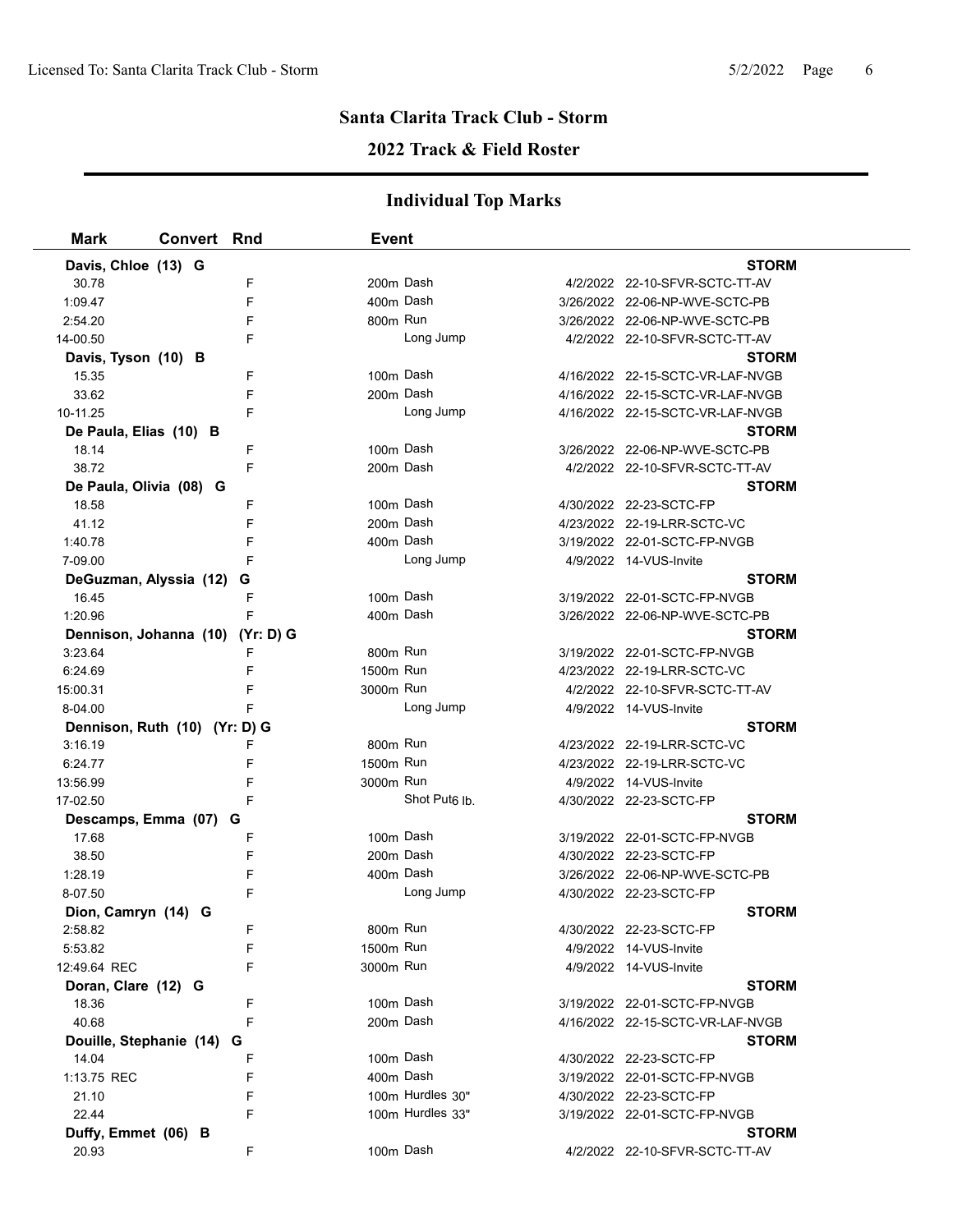## Santa Clarita Track Club - Storm

## 2022 Track & Field Roster

### Individual Top Marks

| Mark | Convert | Rnd | Event | Date | Meet |
|---|---|---|---|---|---|
| **Davis, Chloe (13) G** | | | | | **STORM** |
| 30.78 | | F | 200m Dash | 4/2/2022 | 22-10-SFVR-SCTC-TT-AV |
| 1:09.47 | | F | 400m Dash | 3/26/2022 | 22-06-NP-WVE-SCTC-PB |
| 2:54.20 | | F | 800m Run | 3/26/2022 | 22-06-NP-WVE-SCTC-PB |
| 14-00.50 | | F | Long Jump | 4/2/2022 | 22-10-SFVR-SCTC-TT-AV |
| **Davis, Tyson (10) B** | | | | | **STORM** |
| 15.35 | | F | 100m Dash | 4/16/2022 | 22-15-SCTC-VR-LAF-NVGB |
| 33.62 | | F | 200m Dash | 4/16/2022 | 22-15-SCTC-VR-LAF-NVGB |
| 10-11.25 | | F | Long Jump | 4/16/2022 | 22-15-SCTC-VR-LAF-NVGB |
| **De Paula, Elias (10) B** | | | | | **STORM** |
| 18.14 | | F | 100m Dash | 3/26/2022 | 22-06-NP-WVE-SCTC-PB |
| 38.72 | | F | 200m Dash | 4/2/2022 | 22-10-SFVR-SCTC-TT-AV |
| **De Paula, Olivia (08) G** | | | | | **STORM** |
| 18.58 | | F | 100m Dash | 4/30/2022 | 22-23-SCTC-FP |
| 41.12 | | F | 200m Dash | 4/23/2022 | 22-19-LRR-SCTC-VC |
| 1:40.78 | | F | 400m Dash | 3/19/2022 | 22-01-SCTC-FP-NVGB |
| 7-09.00 | | F | Long Jump | 4/9/2022 | 14-VUS-Invite |
| **DeGuzman, Alyssia (12) G** | | | | | **STORM** |
| 16.45 | | F | 100m Dash | 3/19/2022 | 22-01-SCTC-FP-NVGB |
| 1:20.96 | | F | 400m Dash | 3/26/2022 | 22-06-NP-WVE-SCTC-PB |
| **Dennison, Johanna (10) (Yr: D) G** | | | | | **STORM** |
| 3:23.64 | | F | 800m Run | 3/19/2022 | 22-01-SCTC-FP-NVGB |
| 6:24.69 | | F | 1500m Run | 4/23/2022 | 22-19-LRR-SCTC-VC |
| 15:00.31 | | F | 3000m Run | 4/2/2022 | 22-10-SFVR-SCTC-TT-AV |
| 8-04.00 | | F | Long Jump | 4/9/2022 | 14-VUS-Invite |
| **Dennison, Ruth (10) (Yr: D) G** | | | | | **STORM** |
| 3:16.19 | | F | 800m Run | 4/23/2022 | 22-19-LRR-SCTC-VC |
| 6:24.77 | | F | 1500m Run | 4/23/2022 | 22-19-LRR-SCTC-VC |
| 13:56.99 | | F | 3000m Run | 4/9/2022 | 14-VUS-Invite |
| 17-02.50 | | F | Shot Put 6 lb. | 4/30/2022 | 22-23-SCTC-FP |
| **Descamps, Emma (07) G** | | | | | **STORM** |
| 17.68 | | F | 100m Dash | 3/19/2022 | 22-01-SCTC-FP-NVGB |
| 38.50 | | F | 200m Dash | 4/30/2022 | 22-23-SCTC-FP |
| 1:28.19 | | F | 400m Dash | 3/26/2022 | 22-06-NP-WVE-SCTC-PB |
| 8-07.50 | | F | Long Jump | 4/30/2022 | 22-23-SCTC-FP |
| **Dion, Camryn (14) G** | | | | | **STORM** |
| 2:58.82 | | F | 800m Run | 4/30/2022 | 22-23-SCTC-FP |
| 5:53.82 | | F | 1500m Run | 4/9/2022 | 14-VUS-Invite |
| 12:49.64 REC | | F | 3000m Run | 4/9/2022 | 14-VUS-Invite |
| **Doran, Clare (12) G** | | | | | **STORM** |
| 18.36 | | F | 100m Dash | 3/19/2022 | 22-01-SCTC-FP-NVGB |
| 40.68 | | F | 200m Dash | 4/16/2022 | 22-15-SCTC-VR-LAF-NVGB |
| **Douille, Stephanie (14) G** | | | | | **STORM** |
| 14.04 | | F | 100m Dash | 4/30/2022 | 22-23-SCTC-FP |
| 1:13.75 REC | | F | 400m Dash | 3/19/2022 | 22-01-SCTC-FP-NVGB |
| 21.10 | | F | 100m Hurdles 30" | 4/30/2022 | 22-23-SCTC-FP |
| 22.44 | | F | 100m Hurdles 33" | 3/19/2022 | 22-01-SCTC-FP-NVGB |
| **Duffy, Emmet (06) B** | | | | | **STORM** |
| 20.93 | | F | 100m Dash | 4/2/2022 | 22-10-SFVR-SCTC-TT-AV |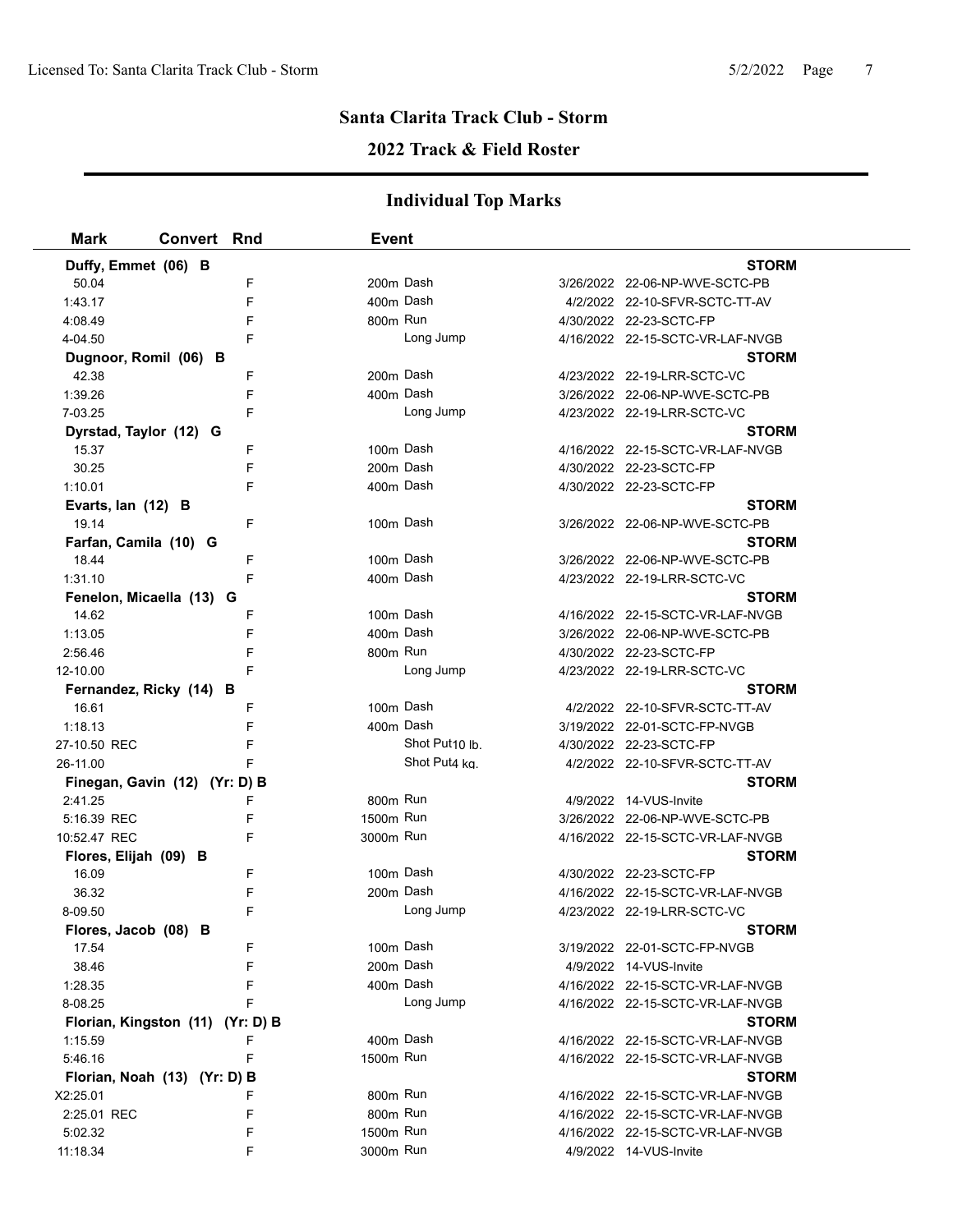# Santa Clarita Track Club - Storm

## 2022 Track & Field Roster

### Individual Top Marks

| Mark | Convert | Rnd | Event | | |
|---|---|---|---|---|---|
| **Duffy, Emmet (06) B** | | | | | **STORM** |
| 50.04 | | F | 200m Dash | 3/26/2022 | 22-06-NP-WVE-SCTC-PB |
| 1:43.17 | | F | 400m Dash | 4/2/2022 | 22-10-SFVR-SCTC-TT-AV |
| 4:08.49 | | F | 800m Run | 4/30/2022 | 22-23-SCTC-FP |
| 4-04.50 | | F | Long Jump | 4/16/2022 | 22-15-SCTC-VR-LAF-NVGB |
| **Dugnoor, Romil (06) B** | | | | | **STORM** |
| 42.38 | | F | 200m Dash | 4/23/2022 | 22-19-LRR-SCTC-VC |
| 1:39.26 | | F | 400m Dash | 3/26/2022 | 22-06-NP-WVE-SCTC-PB |
| 7-03.25 | | F | Long Jump | 4/23/2022 | 22-19-LRR-SCTC-VC |
| **Dyrstad, Taylor (12) G** | | | | | **STORM** |
| 15.37 | | F | 100m Dash | 4/16/2022 | 22-15-SCTC-VR-LAF-NVGB |
| 30.25 | | F | 200m Dash | 4/30/2022 | 22-23-SCTC-FP |
| 1:10.01 | | F | 400m Dash | 4/30/2022 | 22-23-SCTC-FP |
| **Evarts, Ian (12) B** | | | | | **STORM** |
| 19.14 | | F | 100m Dash | 3/26/2022 | 22-06-NP-WVE-SCTC-PB |
| **Farfan, Camila (10) G** | | | | | **STORM** |
| 18.44 | | F | 100m Dash | 3/26/2022 | 22-06-NP-WVE-SCTC-PB |
| 1:31.10 | | F | 400m Dash | 4/23/2022 | 22-19-LRR-SCTC-VC |
| **Fenelon, Micaella (13) G** | | | | | **STORM** |
| 14.62 | | F | 100m Dash | 4/16/2022 | 22-15-SCTC-VR-LAF-NVGB |
| 1:13.05 | | F | 400m Dash | 3/26/2022 | 22-06-NP-WVE-SCTC-PB |
| 2:56.46 | | F | 800m Run | 4/30/2022 | 22-23-SCTC-FP |
| 12-10.00 | | F | Long Jump | 4/23/2022 | 22-19-LRR-SCTC-VC |
| **Fernandez, Ricky (14) B** | | | | | **STORM** |
| 16.61 | | F | 100m Dash | 4/2/2022 | 22-10-SFVR-SCTC-TT-AV |
| 1:18.13 | | F | 400m Dash | 3/19/2022 | 22-01-SCTC-FP-NVGB |
| 27-10.50 REC | | F | Shot Put 10 lb. | 4/30/2022 | 22-23-SCTC-FP |
| 26-11.00 | | F | Shot Put 4 kg. | 4/2/2022 | 22-10-SFVR-SCTC-TT-AV |
| **Finegan, Gavin (12) (Yr: D) B** | | | | | **STORM** |
| 2:41.25 | | F | 800m Run | 4/9/2022 | 14-VUS-Invite |
| 5:16.39 REC | | F | 1500m Run | 3/26/2022 | 22-06-NP-WVE-SCTC-PB |
| 10:52.47 REC | | F | 3000m Run | 4/16/2022 | 22-15-SCTC-VR-LAF-NVGB |
| **Flores, Elijah (09) B** | | | | | **STORM** |
| 16.09 | | F | 100m Dash | 4/30/2022 | 22-23-SCTC-FP |
| 36.32 | | F | 200m Dash | 4/16/2022 | 22-15-SCTC-VR-LAF-NVGB |
| 8-09.50 | | F | Long Jump | 4/23/2022 | 22-19-LRR-SCTC-VC |
| **Flores, Jacob (08) B** | | | | | **STORM** |
| 17.54 | | F | 100m Dash | 3/19/2022 | 22-01-SCTC-FP-NVGB |
| 38.46 | | F | 200m Dash | 4/9/2022 | 14-VUS-Invite |
| 1:28.35 | | F | 400m Dash | 4/16/2022 | 22-15-SCTC-VR-LAF-NVGB |
| 8-08.25 | | F | Long Jump | 4/16/2022 | 22-15-SCTC-VR-LAF-NVGB |
| **Florian, Kingston (11) (Yr: D) B** | | | | | **STORM** |
| 1:15.59 | | F | 400m Dash | 4/16/2022 | 22-15-SCTC-VR-LAF-NVGB |
| 5:46.16 | | F | 1500m Run | 4/16/2022 | 22-15-SCTC-VR-LAF-NVGB |
| **Florian, Noah (13) (Yr: D) B** | | | | | **STORM** |
| X2:25.01 | | F | 800m Run | 4/16/2022 | 22-15-SCTC-VR-LAF-NVGB |
| 2:25.01 REC | | F | 800m Run | 4/16/2022 | 22-15-SCTC-VR-LAF-NVGB |
| 5:02.32 | | F | 1500m Run | 4/16/2022 | 22-15-SCTC-VR-LAF-NVGB |
| 11:18.34 | | F | 3000m Run | 4/9/2022 | 14-VUS-Invite |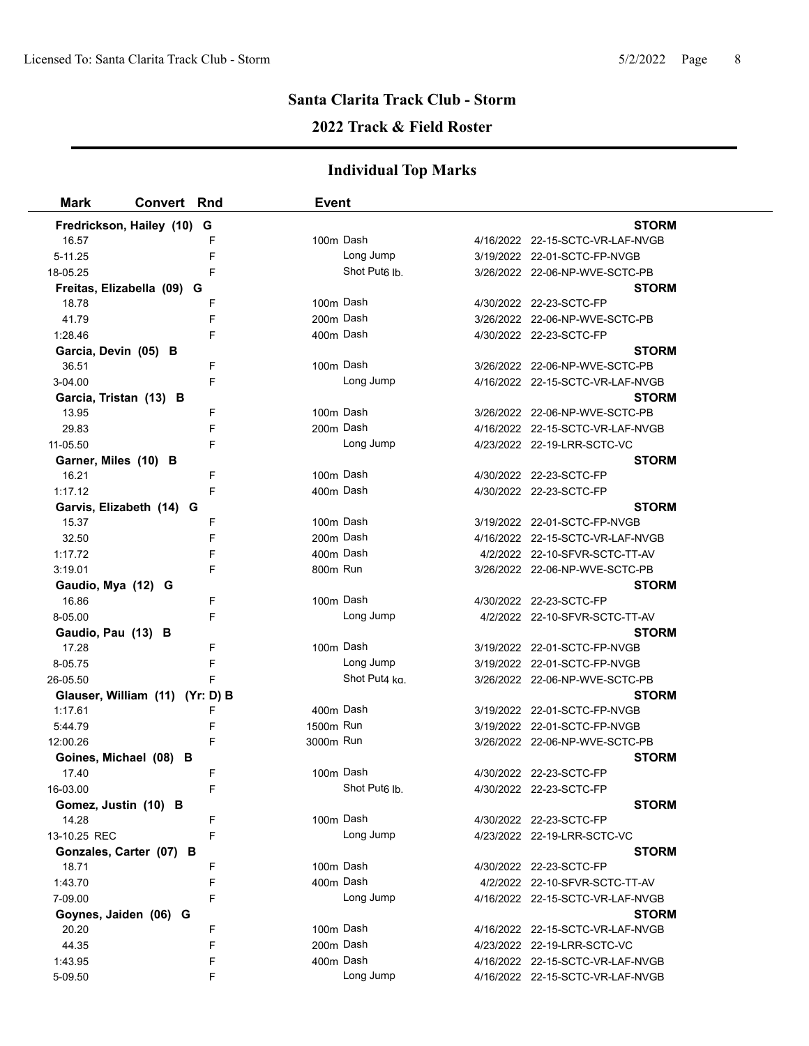## Santa Clarita Track Club - Storm

## 2022 Track & Field Roster

### Individual Top Marks

| Mark | Convert | Rnd | Event | | |
|---|---|---|---|---|---|
| **Fredrickson, Hailey (10) G** | | | | | **STORM** |
| 16.57 | | F | 100m Dash | 4/16/2022 | 22-15-SCTC-VR-LAF-NVGB |
| 5-11.25 | | F | Long Jump | 3/19/2022 | 22-01-SCTC-FP-NVGB |
| 18-05.25 | | F | Shot Put6 lb. | 3/26/2022 | 22-06-NP-WVE-SCTC-PB |
| **Freitas, Elizabella (09) G** | | | | | **STORM** |
| 18.78 | | F | 100m Dash | 4/30/2022 | 22-23-SCTC-FP |
| 41.79 | | F | 200m Dash | 3/26/2022 | 22-06-NP-WVE-SCTC-PB |
| 1:28.46 | | F | 400m Dash | 4/30/2022 | 22-23-SCTC-FP |
| **Garcia, Devin (05) B** | | | | | **STORM** |
| 36.51 | | F | 100m Dash | 3/26/2022 | 22-06-NP-WVE-SCTC-PB |
| 3-04.00 | | F | Long Jump | 4/16/2022 | 22-15-SCTC-VR-LAF-NVGB |
| **Garcia, Tristan (13) B** | | | | | **STORM** |
| 13.95 | | F | 100m Dash | 3/26/2022 | 22-06-NP-WVE-SCTC-PB |
| 29.83 | | F | 200m Dash | 4/16/2022 | 22-15-SCTC-VR-LAF-NVGB |
| 11-05.50 | | F | Long Jump | 4/23/2022 | 22-19-LRR-SCTC-VC |
| **Garner, Miles (10) B** | | | | | **STORM** |
| 16.21 | | F | 100m Dash | 4/30/2022 | 22-23-SCTC-FP |
| 1:17.12 | | F | 400m Dash | 4/30/2022 | 22-23-SCTC-FP |
| **Garvis, Elizabeth (14) G** | | | | | **STORM** |
| 15.37 | | F | 100m Dash | 3/19/2022 | 22-01-SCTC-FP-NVGB |
| 32.50 | | F | 200m Dash | 4/16/2022 | 22-15-SCTC-VR-LAF-NVGB |
| 1:17.72 | | F | 400m Dash | 4/2/2022 | 22-10-SFVR-SCTC-TT-AV |
| 3:19.01 | | F | 800m Run | 3/26/2022 | 22-06-NP-WVE-SCTC-PB |
| **Gaudio, Mya (12) G** | | | | | **STORM** |
| 16.86 | | F | 100m Dash | 4/30/2022 | 22-23-SCTC-FP |
| 8-05.00 | | F | Long Jump | 4/2/2022 | 22-10-SFVR-SCTC-TT-AV |
| **Gaudio, Pau (13) B** | | | | | **STORM** |
| 17.28 | | F | 100m Dash | 3/19/2022 | 22-01-SCTC-FP-NVGB |
| 8-05.75 | | F | Long Jump | 3/19/2022 | 22-01-SCTC-FP-NVGB |
| 26-05.50 | | F | Shot Put4 kg. | 3/26/2022 | 22-06-NP-WVE-SCTC-PB |
| **Glauser, William (11) (Yr: D) B** | | | | | **STORM** |
| 1:17.61 | | F | 400m Dash | 3/19/2022 | 22-01-SCTC-FP-NVGB |
| 5:44.79 | | F | 1500m Run | 3/19/2022 | 22-01-SCTC-FP-NVGB |
| 12:00.26 | | F | 3000m Run | 3/26/2022 | 22-06-NP-WVE-SCTC-PB |
| **Goines, Michael (08) B** | | | | | **STORM** |
| 17.40 | | F | 100m Dash | 4/30/2022 | 22-23-SCTC-FP |
| 16-03.00 | | F | Shot Put6 lb. | 4/30/2022 | 22-23-SCTC-FP |
| **Gomez, Justin (10) B** | | | | | **STORM** |
| 14.28 | | F | 100m Dash | 4/30/2022 | 22-23-SCTC-FP |
| 13-10.25 REC | | F | Long Jump | 4/23/2022 | 22-19-LRR-SCTC-VC |
| **Gonzales, Carter (07) B** | | | | | **STORM** |
| 18.71 | | F | 100m Dash | 4/30/2022 | 22-23-SCTC-FP |
| 1:43.70 | | F | 400m Dash | 4/2/2022 | 22-10-SFVR-SCTC-TT-AV |
| 7-09.00 | | F | Long Jump | 4/16/2022 | 22-15-SCTC-VR-LAF-NVGB |
| **Goynes, Jaiden (06) G** | | | | | **STORM** |
| 20.20 | | F | 100m Dash | 4/16/2022 | 22-15-SCTC-VR-LAF-NVGB |
| 44.35 | | F | 200m Dash | 4/23/2022 | 22-19-LRR-SCTC-VC |
| 1:43.95 | | F | 400m Dash | 4/16/2022 | 22-15-SCTC-VR-LAF-NVGB |
| 5-09.50 | | F | Long Jump | 4/16/2022 | 22-15-SCTC-VR-LAF-NVGB |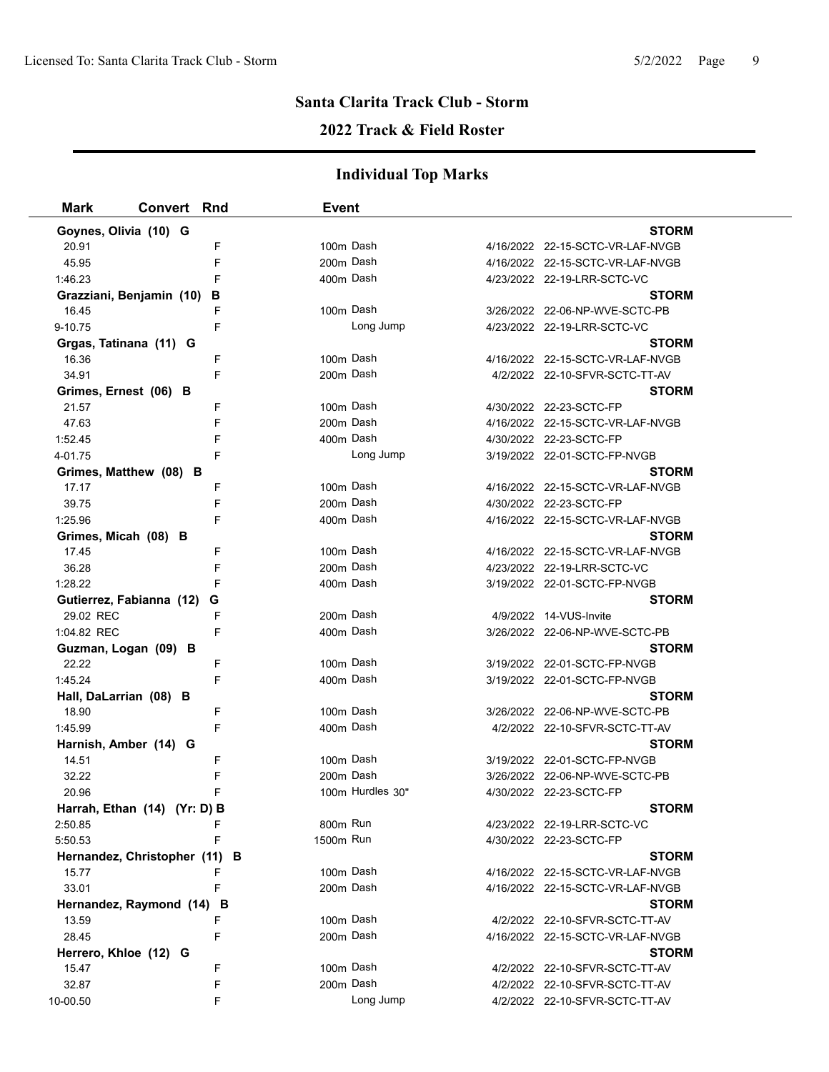# Santa Clarita Track Club - Storm

## 2022 Track & Field Roster

### Individual Top Marks

| Mark | Convert | Rnd | Event | Date | Meet |
|---|---|---|---|---|---|
| **Goynes, Olivia (10) G** | | | | | **STORM** |
| 20.91 | | F | 100m Dash | 4/16/2022 | 22-15-SCTC-VR-LAF-NVGB |
| 45.95 | | F | 200m Dash | 4/16/2022 | 22-15-SCTC-VR-LAF-NVGB |
| 1:46.23 | | F | 400m Dash | 4/23/2022 | 22-19-LRR-SCTC-VC |
| **Grazziani, Benjamin (10) B** | | | | | **STORM** |
| 16.45 | | F | 100m Dash | 3/26/2022 | 22-06-NP-WVE-SCTC-PB |
| 9-10.75 | | F | Long Jump | 4/23/2022 | 22-19-LRR-SCTC-VC |
| **Grgas, Tatinana (11) G** | | | | | **STORM** |
| 16.36 | | F | 100m Dash | 4/16/2022 | 22-15-SCTC-VR-LAF-NVGB |
| 34.91 | | F | 200m Dash | 4/2/2022 | 22-10-SFVR-SCTC-TT-AV |
| **Grimes, Ernest (06) B** | | | | | **STORM** |
| 21.57 | | F | 100m Dash | 4/30/2022 | 22-23-SCTC-FP |
| 47.63 | | F | 200m Dash | 4/16/2022 | 22-15-SCTC-VR-LAF-NVGB |
| 1:52.45 | | F | 400m Dash | 4/30/2022 | 22-23-SCTC-FP |
| 4-01.75 | | F | Long Jump | 3/19/2022 | 22-01-SCTC-FP-NVGB |
| **Grimes, Matthew (08) B** | | | | | **STORM** |
| 17.17 | | F | 100m Dash | 4/16/2022 | 22-15-SCTC-VR-LAF-NVGB |
| 39.75 | | F | 200m Dash | 4/30/2022 | 22-23-SCTC-FP |
| 1:25.96 | | F | 400m Dash | 4/16/2022 | 22-15-SCTC-VR-LAF-NVGB |
| **Grimes, Micah (08) B** | | | | | **STORM** |
| 17.45 | | F | 100m Dash | 4/16/2022 | 22-15-SCTC-VR-LAF-NVGB |
| 36.28 | | F | 200m Dash | 4/23/2022 | 22-19-LRR-SCTC-VC |
| 1:28.22 | | F | 400m Dash | 3/19/2022 | 22-01-SCTC-FP-NVGB |
| **Gutierrez, Fabianna (12) G** | | | | | **STORM** |
| 29.02 REC | | F | 200m Dash | 4/9/2022 | 14-VUS-Invite |
| 1:04.82 REC | | F | 400m Dash | 3/26/2022 | 22-06-NP-WVE-SCTC-PB |
| **Guzman, Logan (09) B** | | | | | **STORM** |
| 22.22 | | F | 100m Dash | 3/19/2022 | 22-01-SCTC-FP-NVGB |
| 1:45.24 | | F | 400m Dash | 3/19/2022 | 22-01-SCTC-FP-NVGB |
| **Hall, DaLarrian (08) B** | | | | | **STORM** |
| 18.90 | | F | 100m Dash | 3/26/2022 | 22-06-NP-WVE-SCTC-PB |
| 1:45.99 | | F | 400m Dash | 4/2/2022 | 22-10-SFVR-SCTC-TT-AV |
| **Harnish, Amber (14) G** | | | | | **STORM** |
| 14.51 | | F | 100m Dash | 3/19/2022 | 22-01-SCTC-FP-NVGB |
| 32.22 | | F | 200m Dash | 3/26/2022 | 22-06-NP-WVE-SCTC-PB |
| 20.96 | | F | 100m Hurdles 30" | 4/30/2022 | 22-23-SCTC-FP |
| **Harrah, Ethan (14) (Yr: D) B** | | | | | **STORM** |
| 2:50.85 | | F | 800m Run | 4/23/2022 | 22-19-LRR-SCTC-VC |
| 5:50.53 | | F | 1500m Run | 4/30/2022 | 22-23-SCTC-FP |
| **Hernandez, Christopher (11) B** | | | | | **STORM** |
| 15.77 | | F | 100m Dash | 4/16/2022 | 22-15-SCTC-VR-LAF-NVGB |
| 33.01 | | F | 200m Dash | 4/16/2022 | 22-15-SCTC-VR-LAF-NVGB |
| **Hernandez, Raymond (14) B** | | | | | **STORM** |
| 13.59 | | F | 100m Dash | 4/2/2022 | 22-10-SFVR-SCTC-TT-AV |
| 28.45 | | F | 200m Dash | 4/16/2022 | 22-15-SCTC-VR-LAF-NVGB |
| **Herrero, Khloe (12) G** | | | | | **STORM** |
| 15.47 | | F | 100m Dash | 4/2/2022 | 22-10-SFVR-SCTC-TT-AV |
| 32.87 | | F | 200m Dash | 4/2/2022 | 22-10-SFVR-SCTC-TT-AV |
| 10-00.50 | | F | Long Jump | 4/2/2022 | 22-10-SFVR-SCTC-TT-AV |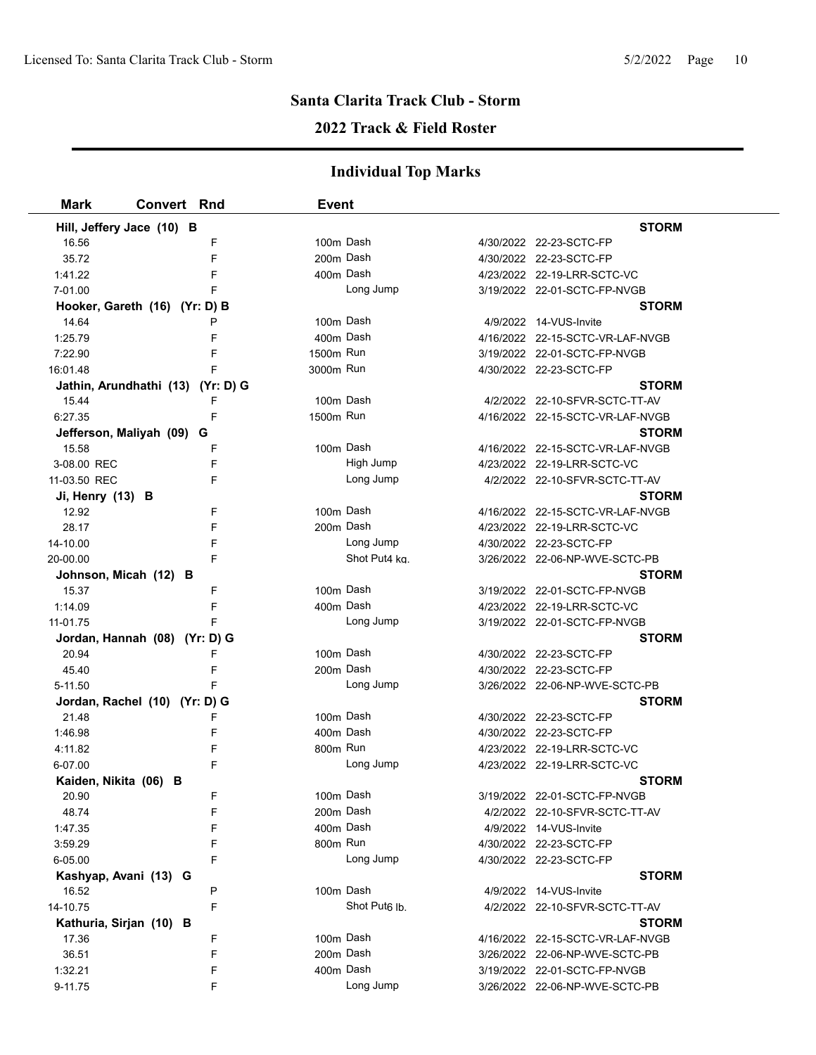## Santa Clarita Track Club - Storm

### 2022 Track & Field Roster

### Individual Top Marks

| Mark | Convert | Rnd | Event | Date | Meet |
|---|---|---|---|---|---|
| **Hill, Jeffery Jace (10) B** | | | | | **STORM** |
| 16.56 | | F | 100m Dash | 4/30/2022 | 22-23-SCTC-FP |
| 35.72 | | F | 200m Dash | 4/30/2022 | 22-23-SCTC-FP |
| 1:41.22 | | F | 400m Dash | 4/23/2022 | 22-19-LRR-SCTC-VC |
| 7-01.00 | | F | Long Jump | 3/19/2022 | 22-01-SCTC-FP-NVGB |
| **Hooker, Gareth (16) (Yr: D) B** | | | | | **STORM** |
| 14.64 | | P | 100m Dash | 4/9/2022 | 14-VUS-Invite |
| 1:25.79 | | F | 400m Dash | 4/16/2022 | 22-15-SCTC-VR-LAF-NVGB |
| 7:22.90 | | F | 1500m Run | 3/19/2022 | 22-01-SCTC-FP-NVGB |
| 16:01.48 | | F | 3000m Run | 4/30/2022 | 22-23-SCTC-FP |
| **Jathin, Arundhathi (13) (Yr: D) G** | | | | | **STORM** |
| 15.44 | | F | 100m Dash | 4/2/2022 | 22-10-SFVR-SCTC-TT-AV |
| 6:27.35 | | F | 1500m Run | 4/16/2022 | 22-15-SCTC-VR-LAF-NVGB |
| **Jefferson, Maliyah (09) G** | | | | | **STORM** |
| 15.58 | | F | 100m Dash | 4/16/2022 | 22-15-SCTC-VR-LAF-NVGB |
| 3-08.00 REC | | F | High Jump | 4/23/2022 | 22-19-LRR-SCTC-VC |
| 11-03.50 REC | | F | Long Jump | 4/2/2022 | 22-10-SFVR-SCTC-TT-AV |
| **Ji, Henry (13) B** | | | | | **STORM** |
| 12.92 | | F | 100m Dash | 4/16/2022 | 22-15-SCTC-VR-LAF-NVGB |
| 28.17 | | F | 200m Dash | 4/23/2022 | 22-19-LRR-SCTC-VC |
| 14-10.00 | | F | Long Jump | 4/30/2022 | 22-23-SCTC-FP |
| 20-00.00 | | F | Shot Put 4 kg. | 3/26/2022 | 22-06-NP-WVE-SCTC-PB |
| **Johnson, Micah (12) B** | | | | | **STORM** |
| 15.37 | | F | 100m Dash | 3/19/2022 | 22-01-SCTC-FP-NVGB |
| 1:14.09 | | F | 400m Dash | 4/23/2022 | 22-19-LRR-SCTC-VC |
| 11-01.75 | | F | Long Jump | 3/19/2022 | 22-01-SCTC-FP-NVGB |
| **Jordan, Hannah (08) (Yr: D) G** | | | | | **STORM** |
| 20.94 | | F | 100m Dash | 4/30/2022 | 22-23-SCTC-FP |
| 45.40 | | F | 200m Dash | 4/30/2022 | 22-23-SCTC-FP |
| 5-11.50 | | F | Long Jump | 3/26/2022 | 22-06-NP-WVE-SCTC-PB |
| **Jordan, Rachel (10) (Yr: D) G** | | | | | **STORM** |
| 21.48 | | F | 100m Dash | 4/30/2022 | 22-23-SCTC-FP |
| 1:46.98 | | F | 400m Dash | 4/30/2022 | 22-23-SCTC-FP |
| 4:11.82 | | F | 800m Run | 4/23/2022 | 22-19-LRR-SCTC-VC |
| 6-07.00 | | F | Long Jump | 4/23/2022 | 22-19-LRR-SCTC-VC |
| **Kaiden, Nikita (06) B** | | | | | **STORM** |
| 20.90 | | F | 100m Dash | 3/19/2022 | 22-01-SCTC-FP-NVGB |
| 48.74 | | F | 200m Dash | 4/2/2022 | 22-10-SFVR-SCTC-TT-AV |
| 1:47.35 | | F | 400m Dash | 4/9/2022 | 14-VUS-Invite |
| 3:59.29 | | F | 800m Run | 4/30/2022 | 22-23-SCTC-FP |
| 6-05.00 | | F | Long Jump | 4/30/2022 | 22-23-SCTC-FP |
| **Kashyap, Avani (13) G** | | | | | **STORM** |
| 16.52 | | P | 100m Dash | 4/9/2022 | 14-VUS-Invite |
| 14-10.75 | | F | Shot Put 6 lb. | 4/2/2022 | 22-10-SFVR-SCTC-TT-AV |
| **Kathuria, Sirjan (10) B** | | | | | **STORM** |
| 17.36 | | F | 100m Dash | 4/16/2022 | 22-15-SCTC-VR-LAF-NVGB |
| 36.51 | | F | 200m Dash | 3/26/2022 | 22-06-NP-WVE-SCTC-PB |
| 1:32.21 | | F | 400m Dash | 3/19/2022 | 22-01-SCTC-FP-NVGB |
| 9-11.75 | | F | Long Jump | 3/26/2022 | 22-06-NP-WVE-SCTC-PB |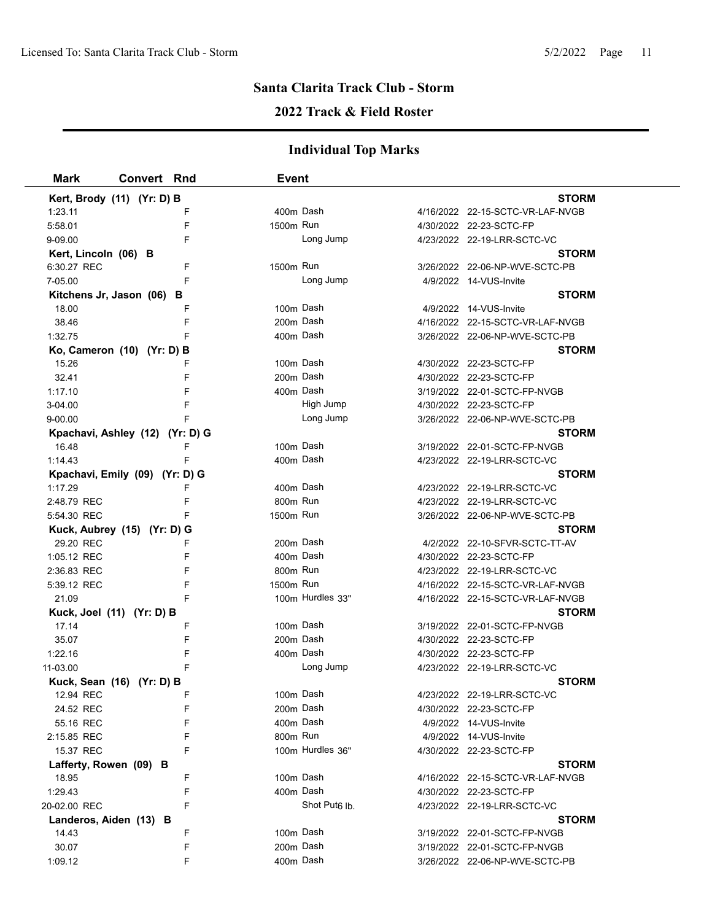# Santa Clarita Track Club - Storm

## 2022 Track & Field Roster

### Individual Top Marks

| Mark | Convert | Rnd | Event | | Date | Meet |
|---|---|---|---|---|---|---|
| **Kert, Brody (11) (Yr: D) B** | | | | | | **STORM** |
| 1:23.11 | | F | 400m | Dash | 4/16/2022 | 22-15-SCTC-VR-LAF-NVGB |
| 5:58.01 | | F | 1500m | Run | 4/30/2022 | 22-23-SCTC-FP |
| 9-09.00 | | F | | Long Jump | 4/23/2022 | 22-19-LRR-SCTC-VC |
| **Kert, Lincoln (06) B** | | | | | | **STORM** |
| 6:30.27 REC | | F | 1500m | Run | 3/26/2022 | 22-06-NP-WVE-SCTC-PB |
| 7-05.00 | | F | | Long Jump | 4/9/2022 | 14-VUS-Invite |
| **Kitchens Jr, Jason (06) B** | | | | | | **STORM** |
| 18.00 | | F | 100m | Dash | 4/9/2022 | 14-VUS-Invite |
| 38.46 | | F | 200m | Dash | 4/16/2022 | 22-15-SCTC-VR-LAF-NVGB |
| 1:32.75 | | F | 400m | Dash | 3/26/2022 | 22-06-NP-WVE-SCTC-PB |
| **Ko, Cameron (10) (Yr: D) B** | | | | | | **STORM** |
| 15.26 | | F | 100m | Dash | 4/30/2022 | 22-23-SCTC-FP |
| 32.41 | | F | 200m | Dash | 4/30/2022 | 22-23-SCTC-FP |
| 1:17.10 | | F | 400m | Dash | 3/19/2022 | 22-01-SCTC-FP-NVGB |
| 3-04.00 | | F | | High Jump | 4/30/2022 | 22-23-SCTC-FP |
| 9-00.00 | | F | | Long Jump | 3/26/2022 | 22-06-NP-WVE-SCTC-PB |
| **Kpachavi, Ashley (12) (Yr: D) G** | | | | | | **STORM** |
| 16.48 | | F | 100m | Dash | 3/19/2022 | 22-01-SCTC-FP-NVGB |
| 1:14.43 | | F | 400m | Dash | 4/23/2022 | 22-19-LRR-SCTC-VC |
| **Kpachavi, Emily (09) (Yr: D) G** | | | | | | **STORM** |
| 1:17.29 | | F | 400m | Dash | 4/23/2022 | 22-19-LRR-SCTC-VC |
| 2:48.79 REC | | F | 800m | Run | 4/23/2022 | 22-19-LRR-SCTC-VC |
| 5:54.30 REC | | F | 1500m | Run | 3/26/2022 | 22-06-NP-WVE-SCTC-PB |
| **Kuck, Aubrey (15) (Yr: D) G** | | | | | | **STORM** |
| 29.20 REC | | F | 200m | Dash | 4/2/2022 | 22-10-SFVR-SCTC-TT-AV |
| 1:05.12 REC | | F | 400m | Dash | 4/30/2022 | 22-23-SCTC-FP |
| 2:36.83 REC | | F | 800m | Run | 4/23/2022 | 22-19-LRR-SCTC-VC |
| 5:39.12 REC | | F | 1500m | Run | 4/16/2022 | 22-15-SCTC-VR-LAF-NVGB |
| 21.09 | | F | 100m | Hurdles 33" | 4/16/2022 | 22-15-SCTC-VR-LAF-NVGB |
| **Kuck, Joel (11) (Yr: D) B** | | | | | | **STORM** |
| 17.14 | | F | 100m | Dash | 3/19/2022 | 22-01-SCTC-FP-NVGB |
| 35.07 | | F | 200m | Dash | 4/30/2022 | 22-23-SCTC-FP |
| 1:22.16 | | F | 400m | Dash | 4/30/2022 | 22-23-SCTC-FP |
| 11-03.00 | | F | | Long Jump | 4/23/2022 | 22-19-LRR-SCTC-VC |
| **Kuck, Sean (16) (Yr: D) B** | | | | | | **STORM** |
| 12.94 REC | | F | 100m | Dash | 4/23/2022 | 22-19-LRR-SCTC-VC |
| 24.52 REC | | F | 200m | Dash | 4/30/2022 | 22-23-SCTC-FP |
| 55.16 REC | | F | 400m | Dash | 4/9/2022 | 14-VUS-Invite |
| 2:15.85 REC | | F | 800m | Run | 4/9/2022 | 14-VUS-Invite |
| 15.37 REC | | F | 100m | Hurdles 36" | 4/30/2022 | 22-23-SCTC-FP |
| **Lafferty, Rowen (09) B** | | | | | | **STORM** |
| 18.95 | | F | 100m | Dash | 4/16/2022 | 22-15-SCTC-VR-LAF-NVGB |
| 1:29.43 | | F | 400m | Dash | 4/30/2022 | 22-23-SCTC-FP |
| 20-02.00 REC | | F | | Shot Put 6 lb. | 4/23/2022 | 22-19-LRR-SCTC-VC |
| **Landeros, Aiden (13) B** | | | | | | **STORM** |
| 14.43 | | F | 100m | Dash | 3/19/2022 | 22-01-SCTC-FP-NVGB |
| 30.07 | | F | 200m | Dash | 3/19/2022 | 22-01-SCTC-FP-NVGB |
| 1:09.12 | | F | 400m | Dash | 3/26/2022 | 22-06-NP-WVE-SCTC-PB |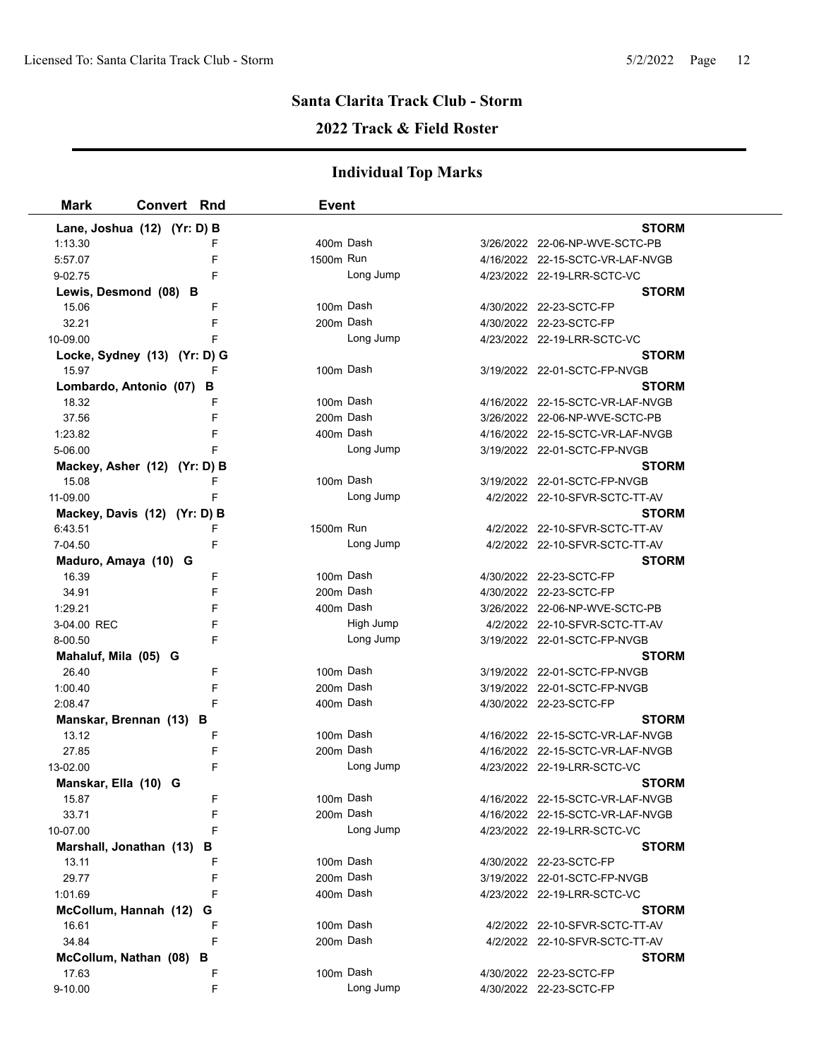# Santa Clarita Track Club - Storm

## 2022 Track & Field Roster

### Individual Top Marks

| Mark | Convert | Rnd | Event | | Date | Meet |
|---|---|---|---|---|---|---|
| **Lane, Joshua (12) (Yr: D) B** | | | | | | **STORM** |
| 1:13.30 | | F | 400m | Dash | 3/26/2022 | 22-06-NP-WVE-SCTC-PB |
| 5:57.07 | | F | 1500m | Run | 4/16/2022 | 22-15-SCTC-VR-LAF-NVGB |
| 9-02.75 | | F | | Long Jump | 4/23/2022 | 22-19-LRR-SCTC-VC |
| **Lewis, Desmond (08) B** | | | | | | **STORM** |
| 15.06 | | F | 100m | Dash | 4/30/2022 | 22-23-SCTC-FP |
| 32.21 | | F | 200m | Dash | 4/30/2022 | 22-23-SCTC-FP |
| 10-09.00 | | F | | Long Jump | 4/23/2022 | 22-19-LRR-SCTC-VC |
| **Locke, Sydney (13) (Yr: D) G** | | | | | | **STORM** |
| 15.97 | | F | 100m | Dash | 3/19/2022 | 22-01-SCTC-FP-NVGB |
| **Lombardo, Antonio (07) B** | | | | | | **STORM** |
| 18.32 | | F | 100m | Dash | 4/16/2022 | 22-15-SCTC-VR-LAF-NVGB |
| 37.56 | | F | 200m | Dash | 3/26/2022 | 22-06-NP-WVE-SCTC-PB |
| 1:23.82 | | F | 400m | Dash | 4/16/2022 | 22-15-SCTC-VR-LAF-NVGB |
| 5-06.00 | | F | | Long Jump | 3/19/2022 | 22-01-SCTC-FP-NVGB |
| **Mackey, Asher (12) (Yr: D) B** | | | | | | **STORM** |
| 15.08 | | F | 100m | Dash | 3/19/2022 | 22-01-SCTC-FP-NVGB |
| 11-09.00 | | F | | Long Jump | 4/2/2022 | 22-10-SFVR-SCTC-TT-AV |
| **Mackey, Davis (12) (Yr: D) B** | | | | | | **STORM** |
| 6:43.51 | | F | 1500m | Run | 4/2/2022 | 22-10-SFVR-SCTC-TT-AV |
| 7-04.50 | | F | | Long Jump | 4/2/2022 | 22-10-SFVR-SCTC-TT-AV |
| **Maduro, Amaya (10) G** | | | | | | **STORM** |
| 16.39 | | F | 100m | Dash | 4/30/2022 | 22-23-SCTC-FP |
| 34.91 | | F | 200m | Dash | 4/30/2022 | 22-23-SCTC-FP |
| 1:29.21 | | F | 400m | Dash | 3/26/2022 | 22-06-NP-WVE-SCTC-PB |
| 3-04.00 REC | | F | | High Jump | 4/2/2022 | 22-10-SFVR-SCTC-TT-AV |
| 8-00.50 | | F | | Long Jump | 3/19/2022 | 22-01-SCTC-FP-NVGB |
| **Mahaluf, Mila (05) G** | | | | | | **STORM** |
| 26.40 | | F | 100m | Dash | 3/19/2022 | 22-01-SCTC-FP-NVGB |
| 1:00.40 | | F | 200m | Dash | 3/19/2022 | 22-01-SCTC-FP-NVGB |
| 2:08.47 | | F | 400m | Dash | 4/30/2022 | 22-23-SCTC-FP |
| **Manskar, Brennan (13) B** | | | | | | **STORM** |
| 13.12 | | F | 100m | Dash | 4/16/2022 | 22-15-SCTC-VR-LAF-NVGB |
| 27.85 | | F | 200m | Dash | 4/16/2022 | 22-15-SCTC-VR-LAF-NVGB |
| 13-02.00 | | F | | Long Jump | 4/23/2022 | 22-19-LRR-SCTC-VC |
| **Manskar, Ella (10) G** | | | | | | **STORM** |
| 15.87 | | F | 100m | Dash | 4/16/2022 | 22-15-SCTC-VR-LAF-NVGB |
| 33.71 | | F | 200m | Dash | 4/16/2022 | 22-15-SCTC-VR-LAF-NVGB |
| 10-07.00 | | F | | Long Jump | 4/23/2022 | 22-19-LRR-SCTC-VC |
| **Marshall, Jonathan (13) B** | | | | | | **STORM** |
| 13.11 | | F | 100m | Dash | 4/30/2022 | 22-23-SCTC-FP |
| 29.77 | | F | 200m | Dash | 3/19/2022 | 22-01-SCTC-FP-NVGB |
| 1:01.69 | | F | 400m | Dash | 4/23/2022 | 22-19-LRR-SCTC-VC |
| **McCollum, Hannah (12) G** | | | | | | **STORM** |
| 16.61 | | F | 100m | Dash | 4/2/2022 | 22-10-SFVR-SCTC-TT-AV |
| 34.84 | | F | 200m | Dash | 4/2/2022 | 22-10-SFVR-SCTC-TT-AV |
| **McCollum, Nathan (08) B** | | | | | | **STORM** |
| 17.63 | | F | 100m | Dash | 4/30/2022 | 22-23-SCTC-FP |
| 9-10.00 | | F | | Long Jump | 4/30/2022 | 22-23-SCTC-FP |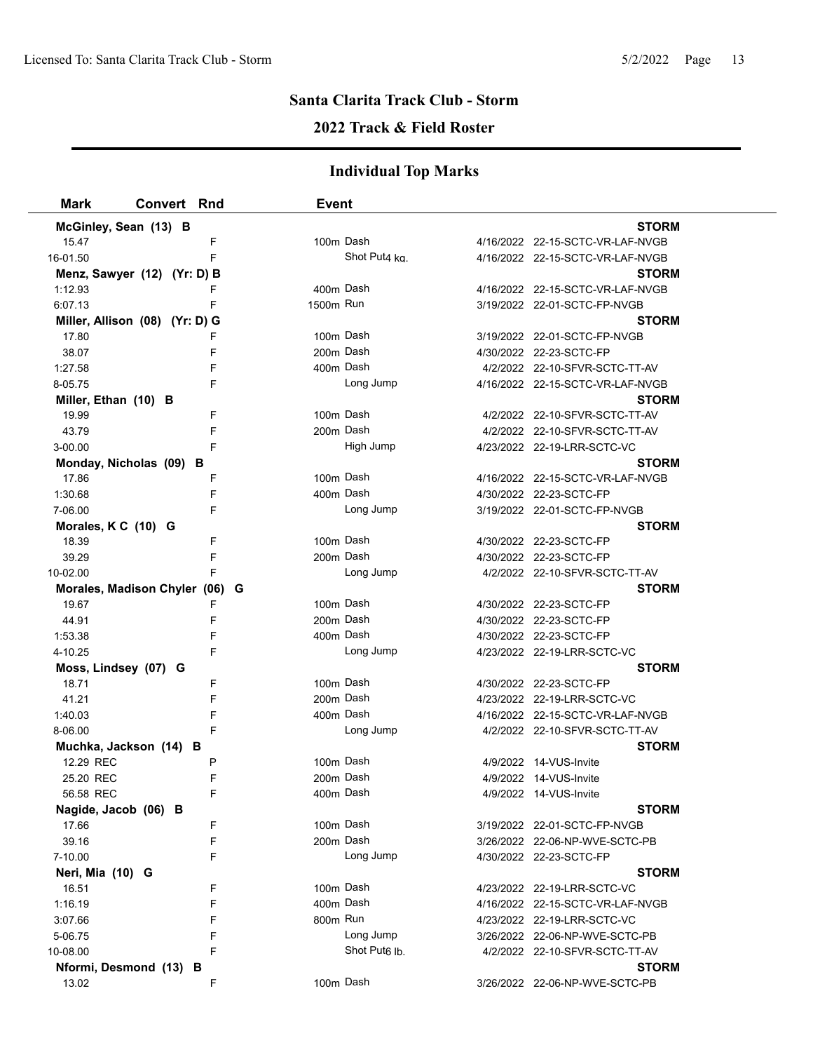## Santa Clarita Track Club - Storm

## 2022 Track & Field Roster

### Individual Top Marks

| Mark | Convert | Rnd | Event | | |
|---|---|---|---|---|---|
| **McGinley, Sean (13) B** | | | | | **STORM** |
| 15.47 | | F | 100m Dash | 4/16/2022 | 22-15-SCTC-VR-LAF-NVGB |
| 16-01.50 | | F | Shot Put4 kg. | 4/16/2022 | 22-15-SCTC-VR-LAF-NVGB |
| **Menz, Sawyer (12) (Yr: D) B** | | | | | **STORM** |
| 1:12.93 | | F | 400m Dash | 4/16/2022 | 22-15-SCTC-VR-LAF-NVGB |
| 6:07.13 | | F | 1500m Run | 3/19/2022 | 22-01-SCTC-FP-NVGB |
| **Miller, Allison (08) (Yr: D) G** | | | | | **STORM** |
| 17.80 | | F | 100m Dash | 3/19/2022 | 22-01-SCTC-FP-NVGB |
| 38.07 | | F | 200m Dash | 4/30/2022 | 22-23-SCTC-FP |
| 1:27.58 | | F | 400m Dash | 4/2/2022 | 22-10-SFVR-SCTC-TT-AV |
| 8-05.75 | | F | Long Jump | 4/16/2022 | 22-15-SCTC-VR-LAF-NVGB |
| **Miller, Ethan (10) B** | | | | | **STORM** |
| 19.99 | | F | 100m Dash | 4/2/2022 | 22-10-SFVR-SCTC-TT-AV |
| 43.79 | | F | 200m Dash | 4/2/2022 | 22-10-SFVR-SCTC-TT-AV |
| 3-00.00 | | F | High Jump | 4/23/2022 | 22-19-LRR-SCTC-VC |
| **Monday, Nicholas (09) B** | | | | | **STORM** |
| 17.86 | | F | 100m Dash | 4/16/2022 | 22-15-SCTC-VR-LAF-NVGB |
| 1:30.68 | | F | 400m Dash | 4/30/2022 | 22-23-SCTC-FP |
| 7-06.00 | | F | Long Jump | 3/19/2022 | 22-01-SCTC-FP-NVGB |
| **Morales, K C (10) G** | | | | | **STORM** |
| 18.39 | | F | 100m Dash | 4/30/2022 | 22-23-SCTC-FP |
| 39.29 | | F | 200m Dash | 4/30/2022 | 22-23-SCTC-FP |
| 10-02.00 | | F | Long Jump | 4/2/2022 | 22-10-SFVR-SCTC-TT-AV |
| **Morales, Madison Chyler (06) G** | | | | | **STORM** |
| 19.67 | | F | 100m Dash | 4/30/2022 | 22-23-SCTC-FP |
| 44.91 | | F | 200m Dash | 4/30/2022 | 22-23-SCTC-FP |
| 1:53.38 | | F | 400m Dash | 4/30/2022 | 22-23-SCTC-FP |
| 4-10.25 | | F | Long Jump | 4/23/2022 | 22-19-LRR-SCTC-VC |
| **Moss, Lindsey (07) G** | | | | | **STORM** |
| 18.71 | | F | 100m Dash | 4/30/2022 | 22-23-SCTC-FP |
| 41.21 | | F | 200m Dash | 4/23/2022 | 22-19-LRR-SCTC-VC |
| 1:40.03 | | F | 400m Dash | 4/16/2022 | 22-15-SCTC-VR-LAF-NVGB |
| 8-06.00 | | F | Long Jump | 4/2/2022 | 22-10-SFVR-SCTC-TT-AV |
| **Muchka, Jackson (14) B** | | | | | **STORM** |
| 12.29 REC | | P | 100m Dash | 4/9/2022 | 14-VUS-Invite |
| 25.20 REC | | F | 200m Dash | 4/9/2022 | 14-VUS-Invite |
| 56.58 REC | | F | 400m Dash | 4/9/2022 | 14-VUS-Invite |
| **Nagide, Jacob (06) B** | | | | | **STORM** |
| 17.66 | | F | 100m Dash | 3/19/2022 | 22-01-SCTC-FP-NVGB |
| 39.16 | | F | 200m Dash | 3/26/2022 | 22-06-NP-WVE-SCTC-PB |
| 7-10.00 | | F | Long Jump | 4/30/2022 | 22-23-SCTC-FP |
| **Neri, Mia (10) G** | | | | | **STORM** |
| 16.51 | | F | 100m Dash | 4/23/2022 | 22-19-LRR-SCTC-VC |
| 1:16.19 | | F | 400m Dash | 4/16/2022 | 22-15-SCTC-VR-LAF-NVGB |
| 3:07.66 | | F | 800m Run | 4/23/2022 | 22-19-LRR-SCTC-VC |
| 5-06.75 | | F | Long Jump | 3/26/2022 | 22-06-NP-WVE-SCTC-PB |
| 10-08.00 | | F | Shot Put6 lb. | 4/2/2022 | 22-10-SFVR-SCTC-TT-AV |
| **Nformi, Desmond (13) B** | | | | | **STORM** |
| 13.02 | | F | 100m Dash | 3/26/2022 | 22-06-NP-WVE-SCTC-PB |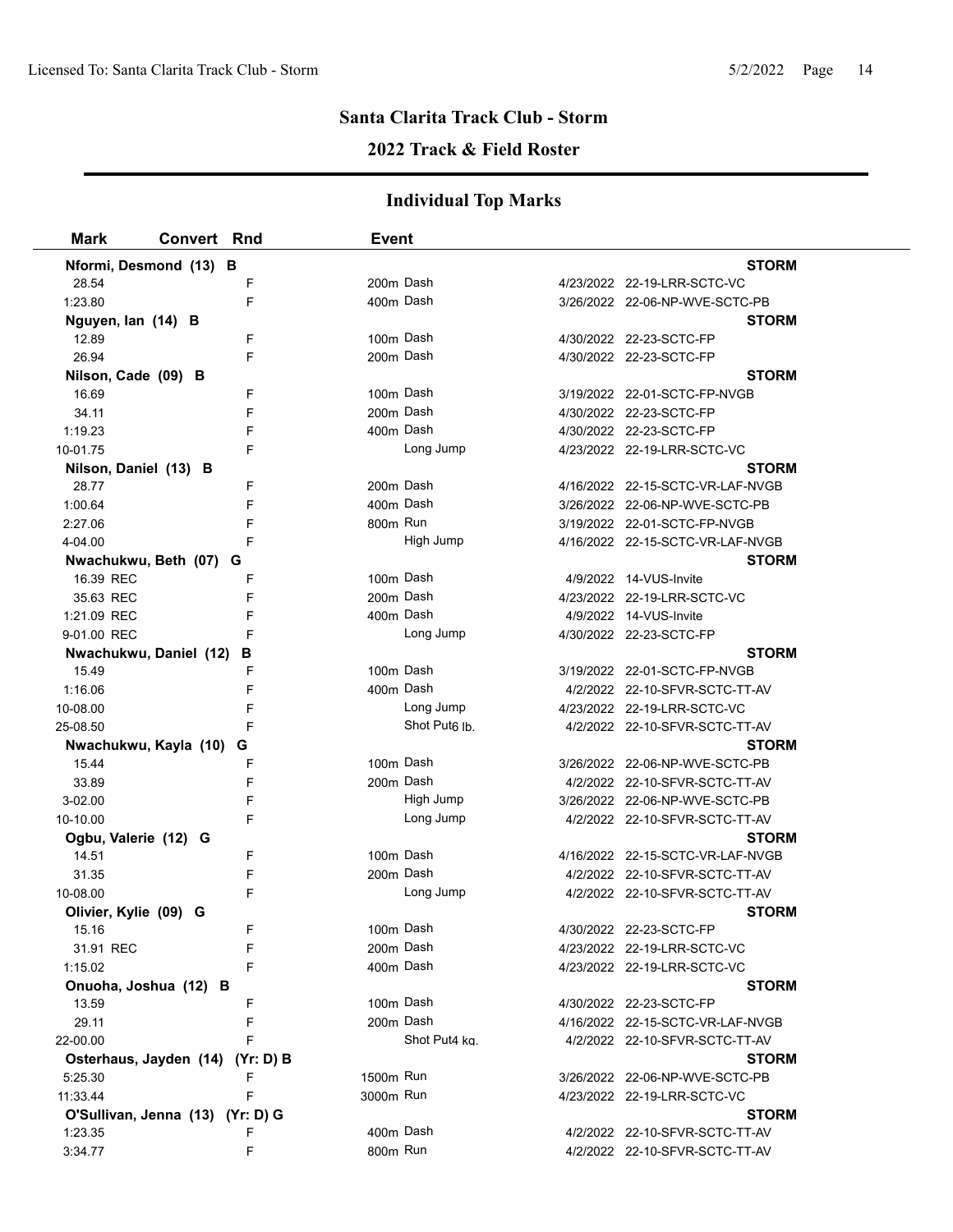## Santa Clarita Track Club - Storm

### 2022 Track & Field Roster

### Individual Top Marks

| Mark | Convert | Rnd | Event | | |
|---|---|---|---|---|---|
| **Nformi, Desmond (13) B** | | | | | **STORM** |
| 28.54 | | F | 200m Dash | 4/23/2022 | 22-19-LRR-SCTC-VC |
| 1:23.80 | | F | 400m Dash | 3/26/2022 | 22-06-NP-WVE-SCTC-PB |
| **Nguyen, Ian (14) B** | | | | | **STORM** |
| 12.89 | | F | 100m Dash | 4/30/2022 | 22-23-SCTC-FP |
| 26.94 | | F | 200m Dash | 4/30/2022 | 22-23-SCTC-FP |
| **Nilson, Cade (09) B** | | | | | **STORM** |
| 16.69 | | F | 100m Dash | 3/19/2022 | 22-01-SCTC-FP-NVGB |
| 34.11 | | F | 200m Dash | 4/30/2022 | 22-23-SCTC-FP |
| 1:19.23 | | F | 400m Dash | 4/30/2022 | 22-23-SCTC-FP |
| 10-01.75 | | F | Long Jump | 4/23/2022 | 22-19-LRR-SCTC-VC |
| **Nilson, Daniel (13) B** | | | | | **STORM** |
| 28.77 | | F | 200m Dash | 4/16/2022 | 22-15-SCTC-VR-LAF-NVGB |
| 1:00.64 | | F | 400m Dash | 3/26/2022 | 22-06-NP-WVE-SCTC-PB |
| 2:27.06 | | F | 800m Run | 3/19/2022 | 22-01-SCTC-FP-NVGB |
| 4-04.00 | | F | High Jump | 4/16/2022 | 22-15-SCTC-VR-LAF-NVGB |
| **Nwachukwu, Beth (07) G** | | | | | **STORM** |
| 16.39 REC | | F | 100m Dash | 4/9/2022 | 14-VUS-Invite |
| 35.63 REC | | F | 200m Dash | 4/23/2022 | 22-19-LRR-SCTC-VC |
| 1:21.09 REC | | F | 400m Dash | 4/9/2022 | 14-VUS-Invite |
| 9-01.00 REC | | F | Long Jump | 4/30/2022 | 22-23-SCTC-FP |
| **Nwachukwu, Daniel (12) B** | | | | | **STORM** |
| 15.49 | | F | 100m Dash | 3/19/2022 | 22-01-SCTC-FP-NVGB |
| 1:16.06 | | F | 400m Dash | 4/2/2022 | 22-10-SFVR-SCTC-TT-AV |
| 10-08.00 | | F | Long Jump | 4/23/2022 | 22-19-LRR-SCTC-VC |
| 25-08.50 | | F | Shot Put 6 lb. | 4/2/2022 | 22-10-SFVR-SCTC-TT-AV |
| **Nwachukwu, Kayla (10) G** | | | | | **STORM** |
| 15.44 | | F | 100m Dash | 3/26/2022 | 22-06-NP-WVE-SCTC-PB |
| 33.89 | | F | 200m Dash | 4/2/2022 | 22-10-SFVR-SCTC-TT-AV |
| 3-02.00 | | F | High Jump | 3/26/2022 | 22-06-NP-WVE-SCTC-PB |
| 10-10.00 | | F | Long Jump | 4/2/2022 | 22-10-SFVR-SCTC-TT-AV |
| **Ogbu, Valerie (12) G** | | | | | **STORM** |
| 14.51 | | F | 100m Dash | 4/16/2022 | 22-15-SCTC-VR-LAF-NVGB |
| 31.35 | | F | 200m Dash | 4/2/2022 | 22-10-SFVR-SCTC-TT-AV |
| 10-08.00 | | F | Long Jump | 4/2/2022 | 22-10-SFVR-SCTC-TT-AV |
| **Olivier, Kylie (09) G** | | | | | **STORM** |
| 15.16 | | F | 100m Dash | 4/30/2022 | 22-23-SCTC-FP |
| 31.91 REC | | F | 200m Dash | 4/23/2022 | 22-19-LRR-SCTC-VC |
| 1:15.02 | | F | 400m Dash | 4/23/2022 | 22-19-LRR-SCTC-VC |
| **Onuoha, Joshua (12) B** | | | | | **STORM** |
| 13.59 | | F | 100m Dash | 4/30/2022 | 22-23-SCTC-FP |
| 29.11 | | F | 200m Dash | 4/16/2022 | 22-15-SCTC-VR-LAF-NVGB |
| 22-00.00 | | F | Shot Put 4 kg. | 4/2/2022 | 22-10-SFVR-SCTC-TT-AV |
| **Osterhaus, Jayden (14) (Yr: D) B** | | | | | **STORM** |
| 5:25.30 | | F | 1500m Run | 3/26/2022 | 22-06-NP-WVE-SCTC-PB |
| 11:33.44 | | F | 3000m Run | 4/23/2022 | 22-19-LRR-SCTC-VC |
| **O'Sullivan, Jenna (13) (Yr: D) G** | | | | | **STORM** |
| 1:23.35 | | F | 400m Dash | 4/2/2022 | 22-10-SFVR-SCTC-TT-AV |
| 3:34.77 | | F | 800m Run | 4/2/2022 | 22-10-SFVR-SCTC-TT-AV |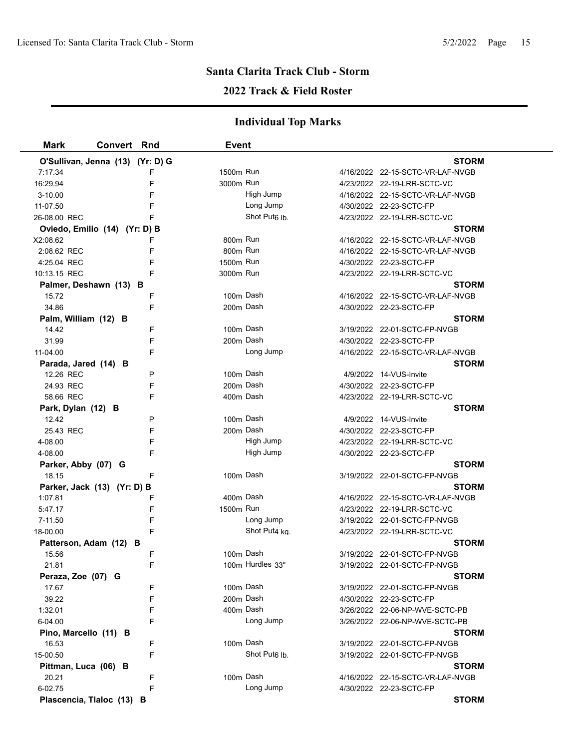## Santa Clarita Track Club - Storm

## 2022 Track & Field Roster

### Individual Top Marks

| Mark | Convert | Rnd | Event | | Date | Meet |
|---|---|---|---|---|---|---|
| **O'Sullivan, Jenna (13) (Yr: D) G** | | | | | | **STORM** |
| 7:17.34 | | F | 1500m Run | | 4/16/2022 | 22-15-SCTC-VR-LAF-NVGB |
| 16:29.94 | | F | 3000m Run | | 4/23/2022 | 22-19-LRR-SCTC-VC |
| 3-10.00 | | F | High Jump | | 4/16/2022 | 22-15-SCTC-VR-LAF-NVGB |
| 11-07.50 | | F | Long Jump | | 4/30/2022 | 22-23-SCTC-FP |
| 26-08.00 REC | | F | Shot Put | 6 lb. | 4/23/2022 | 22-19-LRR-SCTC-VC |
| **Oviedo, Emilio (14) (Yr: D) B** | | | | | | **STORM** |
| X2:08.62 | | F | 800m Run | | 4/16/2022 | 22-15-SCTC-VR-LAF-NVGB |
| 2:08.62 REC | | F | 800m Run | | 4/16/2022 | 22-15-SCTC-VR-LAF-NVGB |
| 4:25.04 REC | | F | 1500m Run | | 4/30/2022 | 22-23-SCTC-FP |
| 10:13.15 REC | | F | 3000m Run | | 4/23/2022 | 22-19-LRR-SCTC-VC |
| **Palmer, Deshawn (13) B** | | | | | | **STORM** |
| 15.72 | | F | 100m Dash | | 4/16/2022 | 22-15-SCTC-VR-LAF-NVGB |
| 34.86 | | F | 200m Dash | | 4/30/2022 | 22-23-SCTC-FP |
| **Palm, William (12) B** | | | | | | **STORM** |
| 14.42 | | F | 100m Dash | | 3/19/2022 | 22-01-SCTC-FP-NVGB |
| 31.99 | | F | 200m Dash | | 4/30/2022 | 22-23-SCTC-FP |
| 11-04.00 | | F | Long Jump | | 4/16/2022 | 22-15-SCTC-VR-LAF-NVGB |
| **Parada, Jared (14) B** | | | | | | **STORM** |
| 12.26 REC | | P | 100m Dash | | 4/9/2022 | 14-VUS-Invite |
| 24.93 REC | | F | 200m Dash | | 4/30/2022 | 22-23-SCTC-FP |
| 58.66 REC | | F | 400m Dash | | 4/23/2022 | 22-19-LRR-SCTC-VC |
| **Park, Dylan (12) B** | | | | | | **STORM** |
| 12.42 | | P | 100m Dash | | 4/9/2022 | 14-VUS-Invite |
| 25.43 REC | | F | 200m Dash | | 4/30/2022 | 22-23-SCTC-FP |
| 4-08.00 | | F | High Jump | | 4/23/2022 | 22-19-LRR-SCTC-VC |
| 4-08.00 | | F | High Jump | | 4/30/2022 | 22-23-SCTC-FP |
| **Parker, Abby (07) G** | | | | | | **STORM** |
| 18.15 | | F | 100m Dash | | 3/19/2022 | 22-01-SCTC-FP-NVGB |
| **Parker, Jack (13) (Yr: D) B** | | | | | | **STORM** |
| 1:07.81 | | F | 400m Dash | | 4/16/2022 | 22-15-SCTC-VR-LAF-NVGB |
| 5:47.17 | | F | 1500m Run | | 4/23/2022 | 22-19-LRR-SCTC-VC |
| 7-11.50 | | F | Long Jump | | 3/19/2022 | 22-01-SCTC-FP-NVGB |
| 18-00.00 | | F | Shot Put | 4 kg. | 4/23/2022 | 22-19-LRR-SCTC-VC |
| **Patterson, Adam (12) B** | | | | | | **STORM** |
| 15.56 | | F | 100m Dash | | 3/19/2022 | 22-01-SCTC-FP-NVGB |
| 21.81 | | F | 100m Hurdles | 33" | 3/19/2022 | 22-01-SCTC-FP-NVGB |
| **Peraza, Zoe (07) G** | | | | | | **STORM** |
| 17.67 | | F | 100m Dash | | 3/19/2022 | 22-01-SCTC-FP-NVGB |
| 39.22 | | F | 200m Dash | | 4/30/2022 | 22-23-SCTC-FP |
| 1:32.01 | | F | 400m Dash | | 3/26/2022 | 22-06-NP-WVE-SCTC-PB |
| 6-04.00 | | F | Long Jump | | 3/26/2022 | 22-06-NP-WVE-SCTC-PB |
| **Pino, Marcello (11) B** | | | | | | **STORM** |
| 16.53 | | F | 100m Dash | | 3/19/2022 | 22-01-SCTC-FP-NVGB |
| 15-00.50 | | F | Shot Put | 6 lb. | 3/19/2022 | 22-01-SCTC-FP-NVGB |
| **Pittman, Luca (06) B** | | | | | | **STORM** |
| 20.21 | | F | 100m Dash | | 4/16/2022 | 22-15-SCTC-VR-LAF-NVGB |
| 6-02.75 | | F | Long Jump | | 4/30/2022 | 22-23-SCTC-FP |
| **Plascencia, Tlaloc (13) B** | | | | | | **STORM** |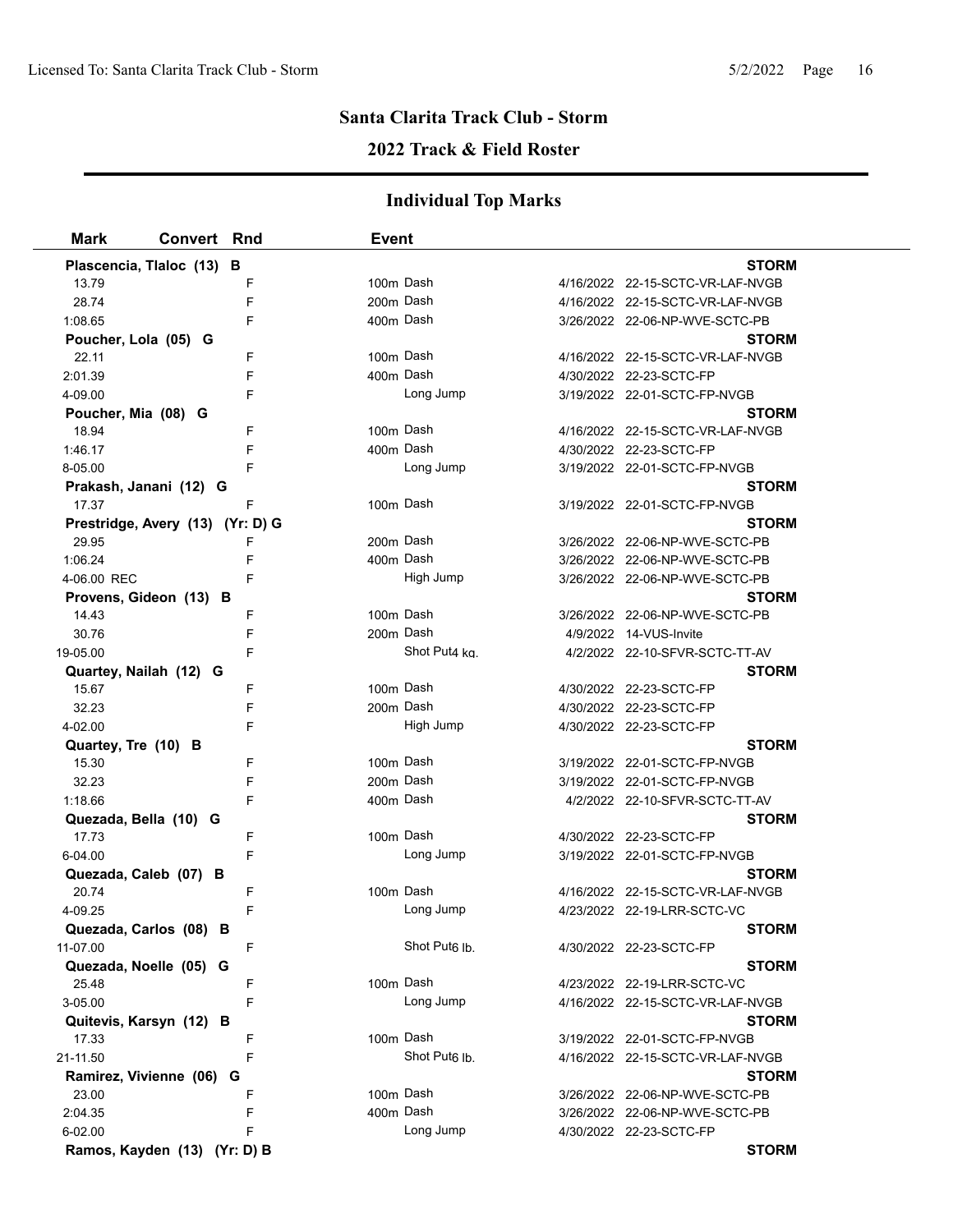## Santa Clarita Track Club - Storm

### 2022 Track & Field Roster

### Individual Top Marks

| Mark | Convert | Rnd | Event | | |
|---|---|---|---|---|---|
| **Plascencia, Tlaloc (13) B** | | | | | **STORM** |
| 13.79 | | F | 100m Dash | 4/16/2022 | 22-15-SCTC-VR-LAF-NVGB |
| 28.74 | | F | 200m Dash | 4/16/2022 | 22-15-SCTC-VR-LAF-NVGB |
| 1:08.65 | | F | 400m Dash | 3/26/2022 | 22-06-NP-WVE-SCTC-PB |
| **Poucher, Lola (05) G** | | | | | **STORM** |
| 22.11 | | F | 100m Dash | 4/16/2022 | 22-15-SCTC-VR-LAF-NVGB |
| 2:01.39 | | F | 400m Dash | 4/30/2022 | 22-23-SCTC-FP |
| 4-09.00 | | F | Long Jump | 3/19/2022 | 22-01-SCTC-FP-NVGB |
| **Poucher, Mia (08) G** | | | | | **STORM** |
| 18.94 | | F | 100m Dash | 4/16/2022 | 22-15-SCTC-VR-LAF-NVGB |
| 1:46.17 | | F | 400m Dash | 4/30/2022 | 22-23-SCTC-FP |
| 8-05.00 | | F | Long Jump | 3/19/2022 | 22-01-SCTC-FP-NVGB |
| **Prakash, Janani (12) G** | | | | | **STORM** |
| 17.37 | | F | 100m Dash | 3/19/2022 | 22-01-SCTC-FP-NVGB |
| **Prestridge, Avery (13) (Yr: D) G** | | | | | **STORM** |
| 29.95 | | F | 200m Dash | 3/26/2022 | 22-06-NP-WVE-SCTC-PB |
| 1:06.24 | | F | 400m Dash | 3/26/2022 | 22-06-NP-WVE-SCTC-PB |
| 4-06.00 REC | | F | High Jump | 3/26/2022 | 22-06-NP-WVE-SCTC-PB |
| **Provens, Gideon (13) B** | | | | | **STORM** |
| 14.43 | | F | 100m Dash | 3/26/2022 | 22-06-NP-WVE-SCTC-PB |
| 30.76 | | F | 200m Dash | 4/9/2022 | 14-VUS-Invite |
| 19-05.00 | | F | Shot Put4 kg. | 4/2/2022 | 22-10-SFVR-SCTC-TT-AV |
| **Quartey, Nailah (12) G** | | | | | **STORM** |
| 15.67 | | F | 100m Dash | 4/30/2022 | 22-23-SCTC-FP |
| 32.23 | | F | 200m Dash | 4/30/2022 | 22-23-SCTC-FP |
| 4-02.00 | | F | High Jump | 4/30/2022 | 22-23-SCTC-FP |
| **Quartey, Tre (10) B** | | | | | **STORM** |
| 15.30 | | F | 100m Dash | 3/19/2022 | 22-01-SCTC-FP-NVGB |
| 32.23 | | F | 200m Dash | 3/19/2022 | 22-01-SCTC-FP-NVGB |
| 1:18.66 | | F | 400m Dash | 4/2/2022 | 22-10-SFVR-SCTC-TT-AV |
| **Quezada, Bella (10) G** | | | | | **STORM** |
| 17.73 | | F | 100m Dash | 4/30/2022 | 22-23-SCTC-FP |
| 6-04.00 | | F | Long Jump | 3/19/2022 | 22-01-SCTC-FP-NVGB |
| **Quezada, Caleb (07) B** | | | | | **STORM** |
| 20.74 | | F | 100m Dash | 4/16/2022 | 22-15-SCTC-VR-LAF-NVGB |
| 4-09.25 | | F | Long Jump | 4/23/2022 | 22-19-LRR-SCTC-VC |
| **Quezada, Carlos (08) B** | | | | | **STORM** |
| 11-07.00 | | F | Shot Put6 lb. | 4/30/2022 | 22-23-SCTC-FP |
| **Quezada, Noelle (05) G** | | | | | **STORM** |
| 25.48 | | F | 100m Dash | 4/23/2022 | 22-19-LRR-SCTC-VC |
| 3-05.00 | | F | Long Jump | 4/16/2022 | 22-15-SCTC-VR-LAF-NVGB |
| **Quitevis, Karsyn (12) B** | | | | | **STORM** |
| 17.33 | | F | 100m Dash | 3/19/2022 | 22-01-SCTC-FP-NVGB |
| 21-11.50 | | F | Shot Put6 lb. | 4/16/2022 | 22-15-SCTC-VR-LAF-NVGB |
| **Ramirez, Vivienne (06) G** | | | | | **STORM** |
| 23.00 | | F | 100m Dash | 3/26/2022 | 22-06-NP-WVE-SCTC-PB |
| 2:04.35 | | F | 400m Dash | 3/26/2022 | 22-06-NP-WVE-SCTC-PB |
| 6-02.00 | | F | Long Jump | 4/30/2022 | 22-23-SCTC-FP |
| **Ramos, Kayden (13) (Yr: D) B** | | | | | **STORM** |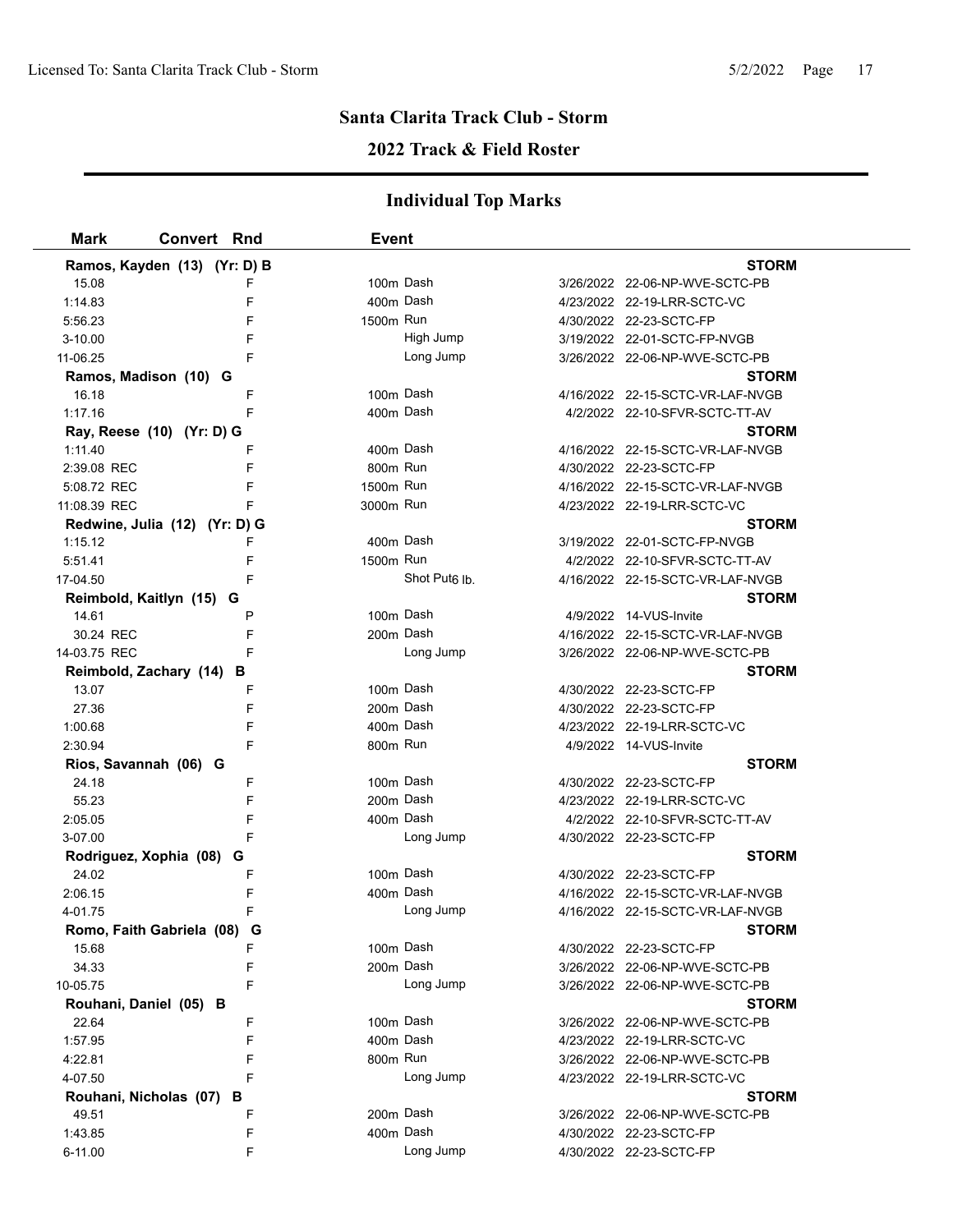## Santa Clarita Track Club - Storm

### 2022 Track & Field Roster

### Individual Top Marks

| Mark | Convert | Rnd | Event | | |
|---|---|---|---|---|---|
| **Ramos, Kayden (13) (Yr: D) B** | | | | | **STORM** |
| 15.08 | | F | 100m Dash | 3/26/2022 | 22-06-NP-WVE-SCTC-PB |
| 1:14.83 | | F | 400m Dash | 4/23/2022 | 22-19-LRR-SCTC-VC |
| 5:56.23 | | F | 1500m Run | 4/30/2022 | 22-23-SCTC-FP |
| 3-10.00 | | F | High Jump | 3/19/2022 | 22-01-SCTC-FP-NVGB |
| 11-06.25 | | F | Long Jump | 3/26/2022 | 22-06-NP-WVE-SCTC-PB |
| **Ramos, Madison (10) G** | | | | | **STORM** |
| 16.18 | | F | 100m Dash | 4/16/2022 | 22-15-SCTC-VR-LAF-NVGB |
| 1:17.16 | | F | 400m Dash | 4/2/2022 | 22-10-SFVR-SCTC-TT-AV |
| **Ray, Reese (10) (Yr: D) G** | | | | | **STORM** |
| 1:11.40 | | F | 400m Dash | 4/16/2022 | 22-15-SCTC-VR-LAF-NVGB |
| 2:39.08 REC | | F | 800m Run | 4/30/2022 | 22-23-SCTC-FP |
| 5:08.72 REC | | F | 1500m Run | 4/16/2022 | 22-15-SCTC-VR-LAF-NVGB |
| 11:08.39 REC | | F | 3000m Run | 4/23/2022 | 22-19-LRR-SCTC-VC |
| **Redwine, Julia (12) (Yr: D) G** | | | | | **STORM** |
| 1:15.12 | | F | 400m Dash | 3/19/2022 | 22-01-SCTC-FP-NVGB |
| 5:51.41 | | F | 1500m Run | 4/2/2022 | 22-10-SFVR-SCTC-TT-AV |
| 17-04.50 | | F | Shot Put6 lb. | 4/16/2022 | 22-15-SCTC-VR-LAF-NVGB |
| **Reimbold, Kaitlyn (15) G** | | | | | **STORM** |
| 14.61 | | P | 100m Dash | 4/9/2022 | 14-VUS-Invite |
| 30.24 REC | | F | 200m Dash | 4/16/2022 | 22-15-SCTC-VR-LAF-NVGB |
| 14-03.75 REC | | F | Long Jump | 3/26/2022 | 22-06-NP-WVE-SCTC-PB |
| **Reimbold, Zachary (14) B** | | | | | **STORM** |
| 13.07 | | F | 100m Dash | 4/30/2022 | 22-23-SCTC-FP |
| 27.36 | | F | 200m Dash | 4/30/2022 | 22-23-SCTC-FP |
| 1:00.68 | | F | 400m Dash | 4/23/2022 | 22-19-LRR-SCTC-VC |
| 2:30.94 | | F | 800m Run | 4/9/2022 | 14-VUS-Invite |
| **Rios, Savannah (06) G** | | | | | **STORM** |
| 24.18 | | F | 100m Dash | 4/30/2022 | 22-23-SCTC-FP |
| 55.23 | | F | 200m Dash | 4/23/2022 | 22-19-LRR-SCTC-VC |
| 2:05.05 | | F | 400m Dash | 4/2/2022 | 22-10-SFVR-SCTC-TT-AV |
| 3-07.00 | | F | Long Jump | 4/30/2022 | 22-23-SCTC-FP |
| **Rodriguez, Xophia (08) G** | | | | | **STORM** |
| 24.02 | | F | 100m Dash | 4/30/2022 | 22-23-SCTC-FP |
| 2:06.15 | | F | 400m Dash | 4/16/2022 | 22-15-SCTC-VR-LAF-NVGB |
| 4-01.75 | | F | Long Jump | 4/16/2022 | 22-15-SCTC-VR-LAF-NVGB |
| **Romo, Faith Gabriela (08) G** | | | | | **STORM** |
| 15.68 | | F | 100m Dash | 4/30/2022 | 22-23-SCTC-FP |
| 34.33 | | F | 200m Dash | 3/26/2022 | 22-06-NP-WVE-SCTC-PB |
| 10-05.75 | | F | Long Jump | 3/26/2022 | 22-06-NP-WVE-SCTC-PB |
| **Rouhani, Daniel (05) B** | | | | | **STORM** |
| 22.64 | | F | 100m Dash | 3/26/2022 | 22-06-NP-WVE-SCTC-PB |
| 1:57.95 | | F | 400m Dash | 4/23/2022 | 22-19-LRR-SCTC-VC |
| 4:22.81 | | F | 800m Run | 3/26/2022 | 22-06-NP-WVE-SCTC-PB |
| 4-07.50 | | F | Long Jump | 4/23/2022 | 22-19-LRR-SCTC-VC |
| **Rouhani, Nicholas (07) B** | | | | | **STORM** |
| 49.51 | | F | 200m Dash | 3/26/2022 | 22-06-NP-WVE-SCTC-PB |
| 1:43.85 | | F | 400m Dash | 4/30/2022 | 22-23-SCTC-FP |
| 6-11.00 | | F | Long Jump | 4/30/2022 | 22-23-SCTC-FP |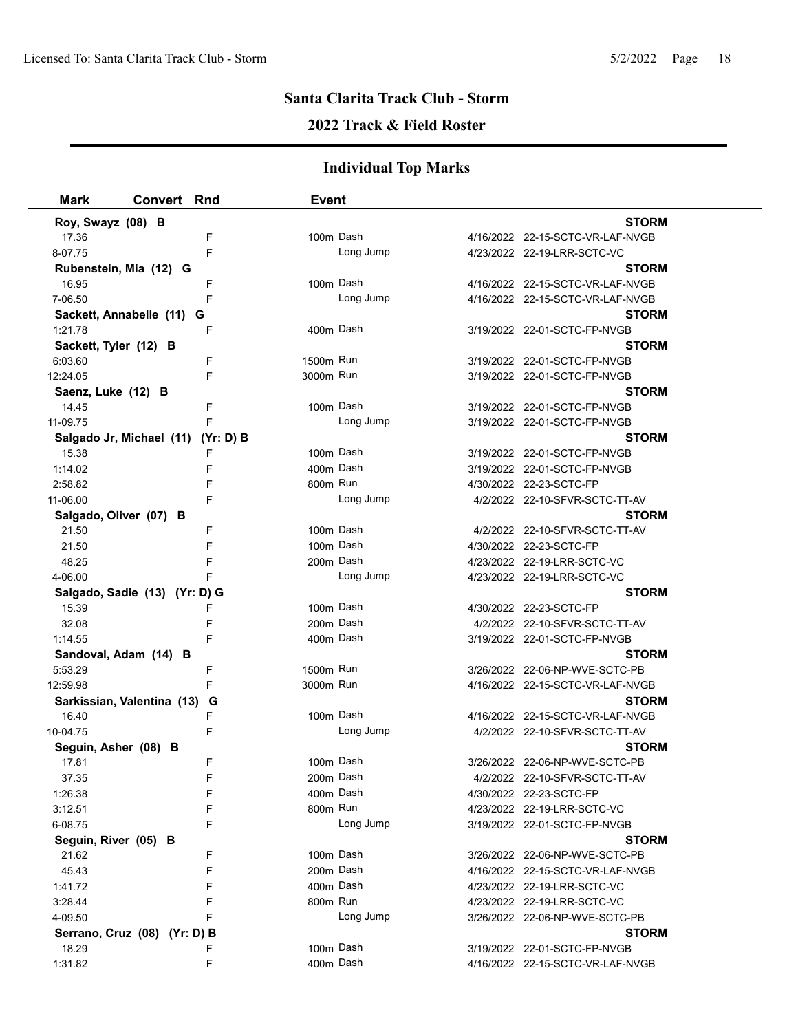## Santa Clarita Track Club - Storm

## 2022 Track & Field Roster

### Individual Top Marks

| Mark | Convert | Rnd | Event | | |
|---|---|---|---|---|---|
| **Roy, Swayz (08) B** | | | | | **STORM** |
| 17.36 | | F | 100m Dash | 4/16/2022 | 22-15-SCTC-VR-LAF-NVGB |
| 8-07.75 | | F | Long Jump | 4/23/2022 | 22-19-LRR-SCTC-VC |
| **Rubenstein, Mia (12) G** | | | | | **STORM** |
| 16.95 | | F | 100m Dash | 4/16/2022 | 22-15-SCTC-VR-LAF-NVGB |
| 7-06.50 | | F | Long Jump | 4/16/2022 | 22-15-SCTC-VR-LAF-NVGB |
| **Sackett, Annabelle (11) G** | | | | | **STORM** |
| 1:21.78 | | F | 400m Dash | 3/19/2022 | 22-01-SCTC-FP-NVGB |
| **Sackett, Tyler (12) B** | | | | | **STORM** |
| 6:03.60 | | F | 1500m Run | 3/19/2022 | 22-01-SCTC-FP-NVGB |
| 12:24.05 | | F | 3000m Run | 3/19/2022 | 22-01-SCTC-FP-NVGB |
| **Saenz, Luke (12) B** | | | | | **STORM** |
| 14.45 | | F | 100m Dash | 3/19/2022 | 22-01-SCTC-FP-NVGB |
| 11-09.75 | | F | Long Jump | 3/19/2022 | 22-01-SCTC-FP-NVGB |
| **Salgado Jr, Michael (11) (Yr: D) B** | | | | | **STORM** |
| 15.38 | | F | 100m Dash | 3/19/2022 | 22-01-SCTC-FP-NVGB |
| 1:14.02 | | F | 400m Dash | 3/19/2022 | 22-01-SCTC-FP-NVGB |
| 2:58.82 | | F | 800m Run | 4/30/2022 | 22-23-SCTC-FP |
| 11-06.00 | | F | Long Jump | 4/2/2022 | 22-10-SFVR-SCTC-TT-AV |
| **Salgado, Oliver (07) B** | | | | | **STORM** |
| 21.50 | | F | 100m Dash | 4/2/2022 | 22-10-SFVR-SCTC-TT-AV |
| 21.50 | | F | 100m Dash | 4/30/2022 | 22-23-SCTC-FP |
| 48.25 | | F | 200m Dash | 4/23/2022 | 22-19-LRR-SCTC-VC |
| 4-06.00 | | F | Long Jump | 4/23/2022 | 22-19-LRR-SCTC-VC |
| **Salgado, Sadie (13) (Yr: D) G** | | | | | **STORM** |
| 15.39 | | F | 100m Dash | 4/30/2022 | 22-23-SCTC-FP |
| 32.08 | | F | 200m Dash | 4/2/2022 | 22-10-SFVR-SCTC-TT-AV |
| 1:14.55 | | F | 400m Dash | 3/19/2022 | 22-01-SCTC-FP-NVGB |
| **Sandoval, Adam (14) B** | | | | | **STORM** |
| 5:53.29 | | F | 1500m Run | 3/26/2022 | 22-06-NP-WVE-SCTC-PB |
| 12:59.98 | | F | 3000m Run | 4/16/2022 | 22-15-SCTC-VR-LAF-NVGB |
| **Sarkissian, Valentina (13) G** | | | | | **STORM** |
| 16.40 | | F | 100m Dash | 4/16/2022 | 22-15-SCTC-VR-LAF-NVGB |
| 10-04.75 | | F | Long Jump | 4/2/2022 | 22-10-SFVR-SCTC-TT-AV |
| **Seguin, Asher (08) B** | | | | | **STORM** |
| 17.81 | | F | 100m Dash | 3/26/2022 | 22-06-NP-WVE-SCTC-PB |
| 37.35 | | F | 200m Dash | 4/2/2022 | 22-10-SFVR-SCTC-TT-AV |
| 1:26.38 | | F | 400m Dash | 4/30/2022 | 22-23-SCTC-FP |
| 3:12.51 | | F | 800m Run | 4/23/2022 | 22-19-LRR-SCTC-VC |
| 6-08.75 | | F | Long Jump | 3/19/2022 | 22-01-SCTC-FP-NVGB |
| **Seguin, River (05) B** | | | | | **STORM** |
| 21.62 | | F | 100m Dash | 3/26/2022 | 22-06-NP-WVE-SCTC-PB |
| 45.43 | | F | 200m Dash | 4/16/2022 | 22-15-SCTC-VR-LAF-NVGB |
| 1:41.72 | | F | 400m Dash | 4/23/2022 | 22-19-LRR-SCTC-VC |
| 3:28.44 | | F | 800m Run | 4/23/2022 | 22-19-LRR-SCTC-VC |
| 4-09.50 | | F | Long Jump | 3/26/2022 | 22-06-NP-WVE-SCTC-PB |
| **Serrano, Cruz (08) (Yr: D) B** | | | | | **STORM** |
| 18.29 | | F | 100m Dash | 3/19/2022 | 22-01-SCTC-FP-NVGB |
| 1:31.82 | | F | 400m Dash | 4/16/2022 | 22-15-SCTC-VR-LAF-NVGB |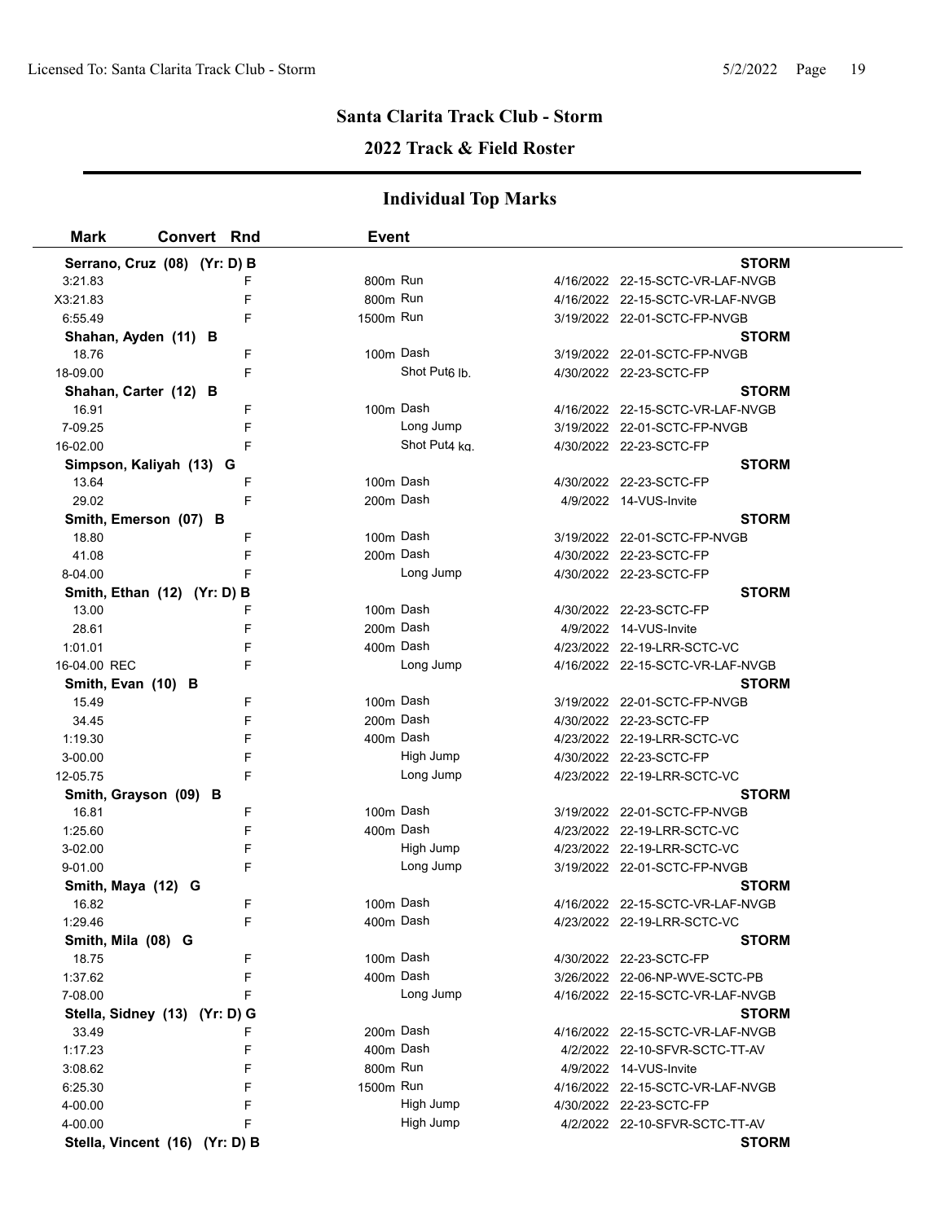## Santa Clarita Track Club - Storm

## 2022 Track & Field Roster

### Individual Top Marks

| Mark | Convert | Rnd | Event | | |
|---|---|---|---|---|---|
| **Serrano, Cruz (08) (Yr: D) B** | | | | | **STORM** |
| 3:21.83 | | F | 800m Run | 4/16/2022 | 22-15-SCTC-VR-LAF-NVGB |
| X3:21.83 | | F | 800m Run | 4/16/2022 | 22-15-SCTC-VR-LAF-NVGB |
| 6:55.49 | | F | 1500m Run | 3/19/2022 | 22-01-SCTC-FP-NVGB |
| **Shahan, Ayden (11) B** | | | | | **STORM** |
| 18.76 | | F | 100m Dash | 3/19/2022 | 22-01-SCTC-FP-NVGB |
| 18-09.00 | | F | Shot Put6 lb. | 4/30/2022 | 22-23-SCTC-FP |
| **Shahan, Carter (12) B** | | | | | **STORM** |
| 16.91 | | F | 100m Dash | 4/16/2022 | 22-15-SCTC-VR-LAF-NVGB |
| 7-09.25 | | F | Long Jump | 3/19/2022 | 22-01-SCTC-FP-NVGB |
| 16-02.00 | | F | Shot Put4 kg. | 4/30/2022 | 22-23-SCTC-FP |
| **Simpson, Kaliyah (13) G** | | | | | **STORM** |
| 13.64 | | F | 100m Dash | 4/30/2022 | 22-23-SCTC-FP |
| 29.02 | | F | 200m Dash | 4/9/2022 | 14-VUS-Invite |
| **Smith, Emerson (07) B** | | | | | **STORM** |
| 18.80 | | F | 100m Dash | 3/19/2022 | 22-01-SCTC-FP-NVGB |
| 41.08 | | F | 200m Dash | 4/30/2022 | 22-23-SCTC-FP |
| 8-04.00 | | F | Long Jump | 4/30/2022 | 22-23-SCTC-FP |
| **Smith, Ethan (12) (Yr: D) B** | | | | | **STORM** |
| 13.00 | | F | 100m Dash | 4/30/2022 | 22-23-SCTC-FP |
| 28.61 | | F | 200m Dash | 4/9/2022 | 14-VUS-Invite |
| 1:01.01 | | F | 400m Dash | 4/23/2022 | 22-19-LRR-SCTC-VC |
| 16-04.00 REC | | F | Long Jump | 4/16/2022 | 22-15-SCTC-VR-LAF-NVGB |
| **Smith, Evan (10) B** | | | | | **STORM** |
| 15.49 | | F | 100m Dash | 3/19/2022 | 22-01-SCTC-FP-NVGB |
| 34.45 | | F | 200m Dash | 4/30/2022 | 22-23-SCTC-FP |
| 1:19.30 | | F | 400m Dash | 4/23/2022 | 22-19-LRR-SCTC-VC |
| 3-00.00 | | F | High Jump | 4/30/2022 | 22-23-SCTC-FP |
| 12-05.75 | | F | Long Jump | 4/23/2022 | 22-19-LRR-SCTC-VC |
| **Smith, Grayson (09) B** | | | | | **STORM** |
| 16.81 | | F | 100m Dash | 3/19/2022 | 22-01-SCTC-FP-NVGB |
| 1:25.60 | | F | 400m Dash | 4/23/2022 | 22-19-LRR-SCTC-VC |
| 3-02.00 | | F | High Jump | 4/23/2022 | 22-19-LRR-SCTC-VC |
| 9-01.00 | | F | Long Jump | 3/19/2022 | 22-01-SCTC-FP-NVGB |
| **Smith, Maya (12) G** | | | | | **STORM** |
| 16.82 | | F | 100m Dash | 4/16/2022 | 22-15-SCTC-VR-LAF-NVGB |
| 1:29.46 | | F | 400m Dash | 4/23/2022 | 22-19-LRR-SCTC-VC |
| **Smith, Mila (08) G** | | | | | **STORM** |
| 18.75 | | F | 100m Dash | 4/30/2022 | 22-23-SCTC-FP |
| 1:37.62 | | F | 400m Dash | 3/26/2022 | 22-06-NP-WVE-SCTC-PB |
| 7-08.00 | | F | Long Jump | 4/16/2022 | 22-15-SCTC-VR-LAF-NVGB |
| **Stella, Sidney (13) (Yr: D) G** | | | | | **STORM** |
| 33.49 | | F | 200m Dash | 4/16/2022 | 22-15-SCTC-VR-LAF-NVGB |
| 1:17.23 | | F | 400m Dash | 4/2/2022 | 22-10-SFVR-SCTC-TT-AV |
| 3:08.62 | | F | 800m Run | 4/9/2022 | 14-VUS-Invite |
| 6:25.30 | | F | 1500m Run | 4/16/2022 | 22-15-SCTC-VR-LAF-NVGB |
| 4-00.00 | | F | High Jump | 4/30/2022 | 22-23-SCTC-FP |
| 4-00.00 | | F | High Jump | 4/2/2022 | 22-10-SFVR-SCTC-TT-AV |
| **Stella, Vincent (16) (Yr: D) B** | | | | | **STORM** |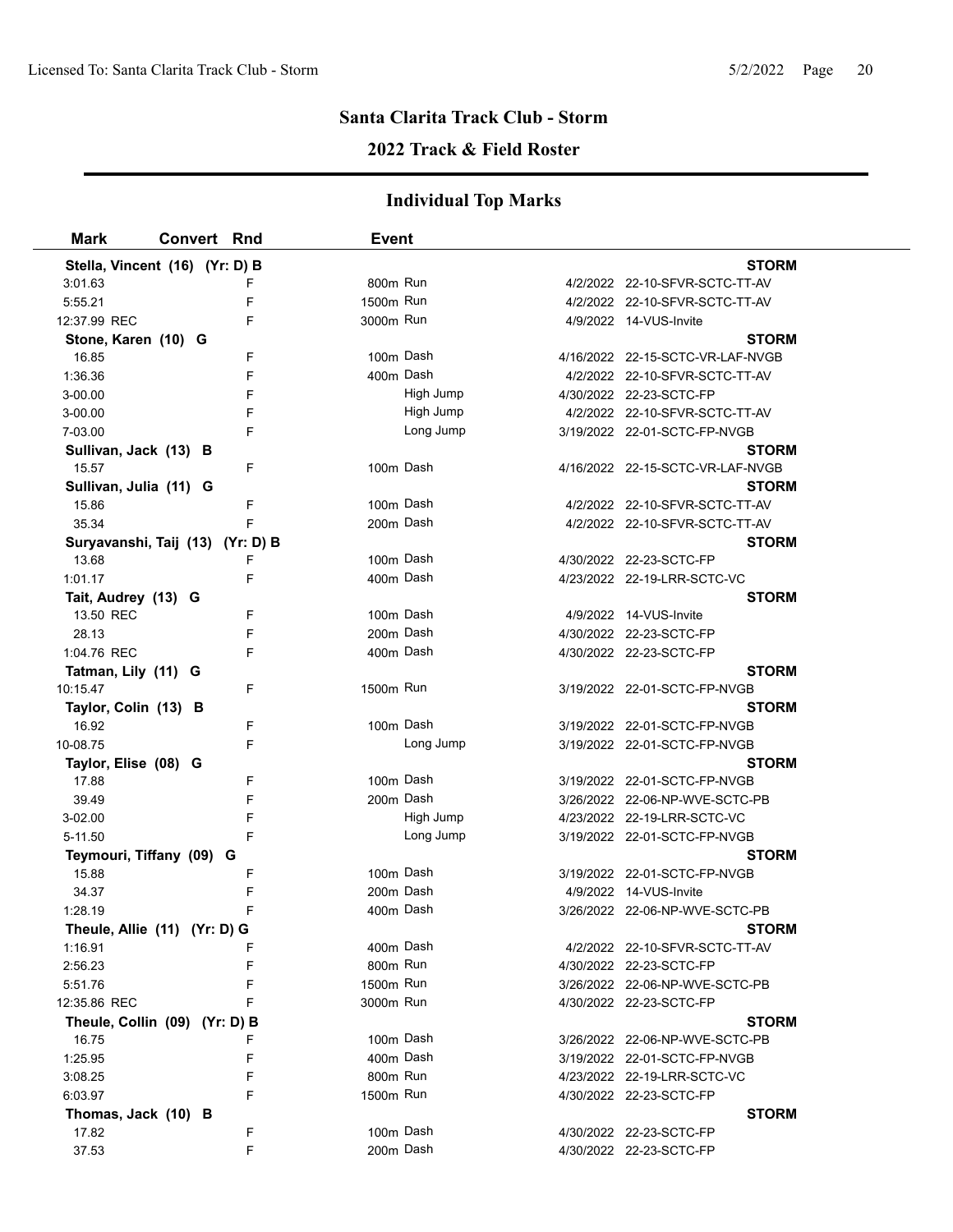## Santa Clarita Track Club - Storm

## 2022 Track & Field Roster

### Individual Top Marks

| Mark | Convert | Rnd | Event | Date | Meet |
|---|---|---|---|---|---|
| **Stella, Vincent (16) (Yr: D) B** | | | | | **STORM** |
| 3:01.63 | | F | 800m Run | 4/2/2022 | 22-10-SFVR-SCTC-TT-AV |
| 5:55.21 | | F | 1500m Run | 4/2/2022 | 22-10-SFVR-SCTC-TT-AV |
| 12:37.99 REC | | F | 3000m Run | 4/9/2022 | 14-VUS-Invite |
| **Stone, Karen (10) G** | | | | | **STORM** |
| 16.85 | | F | 100m Dash | 4/16/2022 | 22-15-SCTC-VR-LAF-NVGB |
| 1:36.36 | | F | 400m Dash | 4/2/2022 | 22-10-SFVR-SCTC-TT-AV |
| 3-00.00 | | F | High Jump | 4/30/2022 | 22-23-SCTC-FP |
| 3-00.00 | | F | High Jump | 4/2/2022 | 22-10-SFVR-SCTC-TT-AV |
| 7-03.00 | | F | Long Jump | 3/19/2022 | 22-01-SCTC-FP-NVGB |
| **Sullivan, Jack (13) B** | | | | | **STORM** |
| 15.57 | | F | 100m Dash | 4/16/2022 | 22-15-SCTC-VR-LAF-NVGB |
| **Sullivan, Julia (11) G** | | | | | **STORM** |
| 15.86 | | F | 100m Dash | 4/2/2022 | 22-10-SFVR-SCTC-TT-AV |
| 35.34 | | F | 200m Dash | 4/2/2022 | 22-10-SFVR-SCTC-TT-AV |
| **Suryavanshi, Taij (13) (Yr: D) B** | | | | | **STORM** |
| 13.68 | | F | 100m Dash | 4/30/2022 | 22-23-SCTC-FP |
| 1:01.17 | | F | 400m Dash | 4/23/2022 | 22-19-LRR-SCTC-VC |
| **Tait, Audrey (13) G** | | | | | **STORM** |
| 13.50 REC | | F | 100m Dash | 4/9/2022 | 14-VUS-Invite |
| 28.13 | | F | 200m Dash | 4/30/2022 | 22-23-SCTC-FP |
| 1:04.76 REC | | F | 400m Dash | 4/30/2022 | 22-23-SCTC-FP |
| **Tatman, Lily (11) G** | | | | | **STORM** |
| 10:15.47 | | F | 1500m Run | 3/19/2022 | 22-01-SCTC-FP-NVGB |
| **Taylor, Colin (13) B** | | | | | **STORM** |
| 16.92 | | F | 100m Dash | 3/19/2022 | 22-01-SCTC-FP-NVGB |
| 10-08.75 | | F | Long Jump | 3/19/2022 | 22-01-SCTC-FP-NVGB |
| **Taylor, Elise (08) G** | | | | | **STORM** |
| 17.88 | | F | 100m Dash | 3/19/2022 | 22-01-SCTC-FP-NVGB |
| 39.49 | | F | 200m Dash | 3/26/2022 | 22-06-NP-WVE-SCTC-PB |
| 3-02.00 | | F | High Jump | 4/23/2022 | 22-19-LRR-SCTC-VC |
| 5-11.50 | | F | Long Jump | 3/19/2022 | 22-01-SCTC-FP-NVGB |
| **Teymouri, Tiffany (09) G** | | | | | **STORM** |
| 15.88 | | F | 100m Dash | 3/19/2022 | 22-01-SCTC-FP-NVGB |
| 34.37 | | F | 200m Dash | 4/9/2022 | 14-VUS-Invite |
| 1:28.19 | | F | 400m Dash | 3/26/2022 | 22-06-NP-WVE-SCTC-PB |
| **Theule, Allie (11) (Yr: D) G** | | | | | **STORM** |
| 1:16.91 | | F | 400m Dash | 4/2/2022 | 22-10-SFVR-SCTC-TT-AV |
| 2:56.23 | | F | 800m Run | 4/30/2022 | 22-23-SCTC-FP |
| 5:51.76 | | F | 1500m Run | 3/26/2022 | 22-06-NP-WVE-SCTC-PB |
| 12:35.86 REC | | F | 3000m Run | 4/30/2022 | 22-23-SCTC-FP |
| **Theule, Collin (09) (Yr: D) B** | | | | | **STORM** |
| 16.75 | | F | 100m Dash | 3/26/2022 | 22-06-NP-WVE-SCTC-PB |
| 1:25.95 | | F | 400m Dash | 3/19/2022 | 22-01-SCTC-FP-NVGB |
| 3:08.25 | | F | 800m Run | 4/23/2022 | 22-19-LRR-SCTC-VC |
| 6:03.97 | | F | 1500m Run | 4/30/2022 | 22-23-SCTC-FP |
| **Thomas, Jack (10) B** | | | | | **STORM** |
| 17.82 | | F | 100m Dash | 4/30/2022 | 22-23-SCTC-FP |
| 37.53 | | F | 200m Dash | 4/30/2022 | 22-23-SCTC-FP |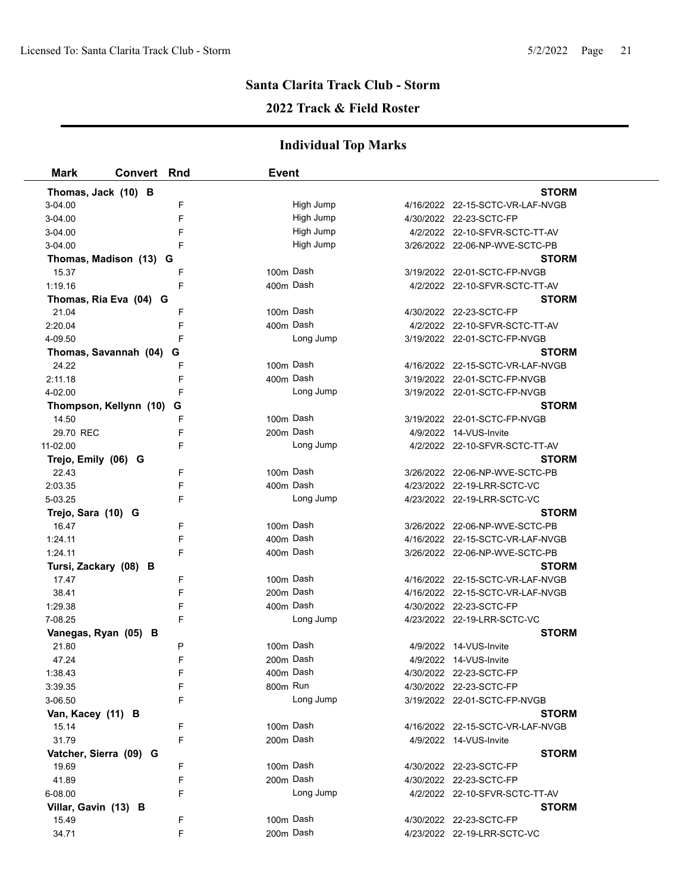# Santa Clarita Track Club - Storm

## 2022 Track & Field Roster

### Individual Top Marks

| Mark | Convert | Rnd | Event | Date | Meet |
|---|---|---|---|---|---|
| **Thomas, Jack (10) B** | | | | | **STORM** |
| 3-04.00 | | F | High Jump | 4/16/2022 | 22-15-SCTC-VR-LAF-NVGB |
| 3-04.00 | | F | High Jump | 4/30/2022 | 22-23-SCTC-FP |
| 3-04.00 | | F | High Jump | 4/2/2022 | 22-10-SFVR-SCTC-TT-AV |
| 3-04.00 | | F | High Jump | 3/26/2022 | 22-06-NP-WVE-SCTC-PB |
| **Thomas, Madison (13) G** | | | | | **STORM** |
| 15.37 | | F | 100m Dash | 3/19/2022 | 22-01-SCTC-FP-NVGB |
| 1:19.16 | | F | 400m Dash | 4/2/2022 | 22-10-SFVR-SCTC-TT-AV |
| **Thomas, Ria Eva (04) G** | | | | | **STORM** |
| 21.04 | | F | 100m Dash | 4/30/2022 | 22-23-SCTC-FP |
| 2:20.04 | | F | 400m Dash | 4/2/2022 | 22-10-SFVR-SCTC-TT-AV |
| 4-09.50 | | F | Long Jump | 3/19/2022 | 22-01-SCTC-FP-NVGB |
| **Thomas, Savannah (04) G** | | | | | **STORM** |
| 24.22 | | F | 100m Dash | 4/16/2022 | 22-15-SCTC-VR-LAF-NVGB |
| 2:11.18 | | F | 400m Dash | 3/19/2022 | 22-01-SCTC-FP-NVGB |
| 4-02.00 | | F | Long Jump | 3/19/2022 | 22-01-SCTC-FP-NVGB |
| **Thompson, Kellynn (10) G** | | | | | **STORM** |
| 14.50 | | F | 100m Dash | 3/19/2022 | 22-01-SCTC-FP-NVGB |
| 29.70 REC | | F | 200m Dash | 4/9/2022 | 14-VUS-Invite |
| 11-02.00 | | F | Long Jump | 4/2/2022 | 22-10-SFVR-SCTC-TT-AV |
| **Trejo, Emily (06) G** | | | | | **STORM** |
| 22.43 | | F | 100m Dash | 3/26/2022 | 22-06-NP-WVE-SCTC-PB |
| 2:03.35 | | F | 400m Dash | 4/23/2022 | 22-19-LRR-SCTC-VC |
| 5-03.25 | | F | Long Jump | 4/23/2022 | 22-19-LRR-SCTC-VC |
| **Trejo, Sara (10) G** | | | | | **STORM** |
| 16.47 | | F | 100m Dash | 3/26/2022 | 22-06-NP-WVE-SCTC-PB |
| 1:24.11 | | F | 400m Dash | 4/16/2022 | 22-15-SCTC-VR-LAF-NVGB |
| 1:24.11 | | F | 400m Dash | 3/26/2022 | 22-06-NP-WVE-SCTC-PB |
| **Tursi, Zackary (08) B** | | | | | **STORM** |
| 17.47 | | F | 100m Dash | 4/16/2022 | 22-15-SCTC-VR-LAF-NVGB |
| 38.41 | | F | 200m Dash | 4/16/2022 | 22-15-SCTC-VR-LAF-NVGB |
| 1:29.38 | | F | 400m Dash | 4/30/2022 | 22-23-SCTC-FP |
| 7-08.25 | | F | Long Jump | 4/23/2022 | 22-19-LRR-SCTC-VC |
| **Vanegas, Ryan (05) B** | | | | | **STORM** |
| 21.80 | | P | 100m Dash | 4/9/2022 | 14-VUS-Invite |
| 47.24 | | F | 200m Dash | 4/9/2022 | 14-VUS-Invite |
| 1:38.43 | | F | 400m Dash | 4/30/2022 | 22-23-SCTC-FP |
| 3:39.35 | | F | 800m Run | 4/30/2022 | 22-23-SCTC-FP |
| 3-06.50 | | F | Long Jump | 3/19/2022 | 22-01-SCTC-FP-NVGB |
| **Van, Kacey (11) B** | | | | | **STORM** |
| 15.14 | | F | 100m Dash | 4/16/2022 | 22-15-SCTC-VR-LAF-NVGB |
| 31.79 | | F | 200m Dash | 4/9/2022 | 14-VUS-Invite |
| **Vatcher, Sierra (09) G** | | | | | **STORM** |
| 19.69 | | F | 100m Dash | 4/30/2022 | 22-23-SCTC-FP |
| 41.89 | | F | 200m Dash | 4/30/2022 | 22-23-SCTC-FP |
| 6-08.00 | | F | Long Jump | 4/2/2022 | 22-10-SFVR-SCTC-TT-AV |
| **Villar, Gavin (13) B** | | | | | **STORM** |
| 15.49 | | F | 100m Dash | 4/30/2022 | 22-23-SCTC-FP |
| 34.71 | | F | 200m Dash | 4/23/2022 | 22-19-LRR-SCTC-VC |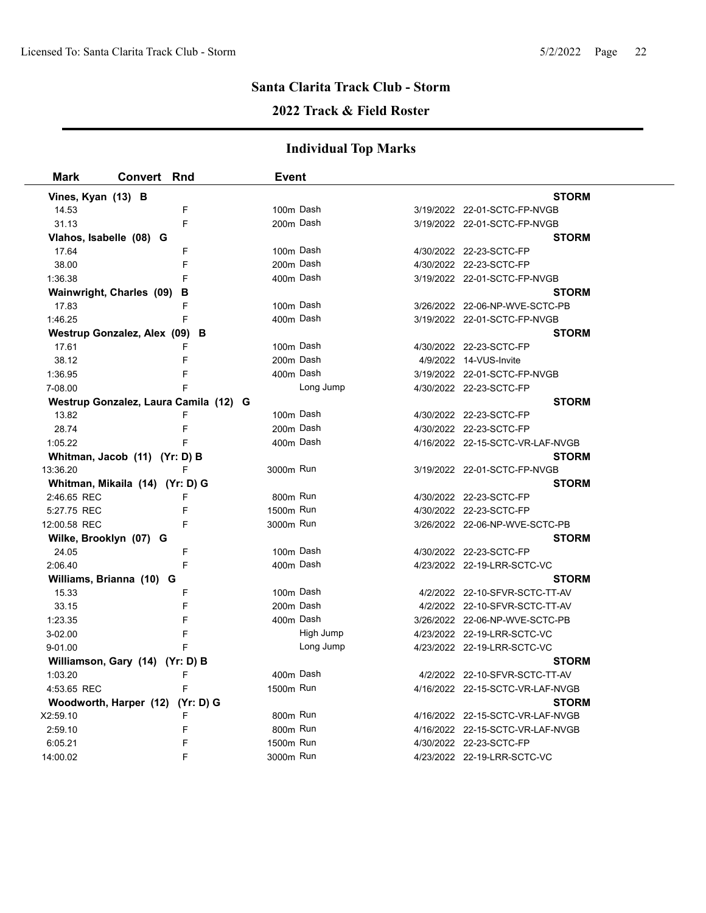## Santa Clarita Track Club - Storm

## 2022 Track & Field Roster

### Individual Top Marks

| Mark | Convert | Rnd | Event | | |
|---|---|---|---|---|---|
| **Vines, Kyan (13) B** | | | | | **STORM** |
| 14.53 | | F | 100m Dash | 3/19/2022 | 22-01-SCTC-FP-NVGB |
| 31.13 | | F | 200m Dash | 3/19/2022 | 22-01-SCTC-FP-NVGB |
| **Vlahos, Isabelle (08) G** | | | | | **STORM** |
| 17.64 | | F | 100m Dash | 4/30/2022 | 22-23-SCTC-FP |
| 38.00 | | F | 200m Dash | 4/30/2022 | 22-23-SCTC-FP |
| 1:36.38 | | F | 400m Dash | 3/19/2022 | 22-01-SCTC-FP-NVGB |
| **Wainwright, Charles (09) B** | | | | | **STORM** |
| 17.83 | | F | 100m Dash | 3/26/2022 | 22-06-NP-WVE-SCTC-PB |
| 1:46.25 | | F | 400m Dash | 3/19/2022 | 22-01-SCTC-FP-NVGB |
| **Westrup Gonzalez, Alex (09) B** | | | | | **STORM** |
| 17.61 | | F | 100m Dash | 4/30/2022 | 22-23-SCTC-FP |
| 38.12 | | F | 200m Dash | 4/9/2022 | 14-VUS-Invite |
| 1:36.95 | | F | 400m Dash | 3/19/2022 | 22-01-SCTC-FP-NVGB |
| 7-08.00 | | F | Long Jump | 4/30/2022 | 22-23-SCTC-FP |
| **Westrup Gonzalez, Laura Camila (12) G** | | | | | **STORM** |
| 13.82 | | F | 100m Dash | 4/30/2022 | 22-23-SCTC-FP |
| 28.74 | | F | 200m Dash | 4/30/2022 | 22-23-SCTC-FP |
| 1:05.22 | | F | 400m Dash | 4/16/2022 | 22-15-SCTC-VR-LAF-NVGB |
| **Whitman, Jacob (11) (Yr: D) B** | | | | | **STORM** |
| 13:36.20 | | F | 3000m Run | 3/19/2022 | 22-01-SCTC-FP-NVGB |
| **Whitman, Mikaila (14) (Yr: D) G** | | | | | **STORM** |
| 2:46.65 REC | | F | 800m Run | 4/30/2022 | 22-23-SCTC-FP |
| 5:27.75 REC | | F | 1500m Run | 4/30/2022 | 22-23-SCTC-FP |
| 12:00.58 REC | | F | 3000m Run | 3/26/2022 | 22-06-NP-WVE-SCTC-PB |
| **Wilke, Brooklyn (07) G** | | | | | **STORM** |
| 24.05 | | F | 100m Dash | 4/30/2022 | 22-23-SCTC-FP |
| 2:06.40 | | F | 400m Dash | 4/23/2022 | 22-19-LRR-SCTC-VC |
| **Williams, Brianna (10) G** | | | | | **STORM** |
| 15.33 | | F | 100m Dash | 4/2/2022 | 22-10-SFVR-SCTC-TT-AV |
| 33.15 | | F | 200m Dash | 4/2/2022 | 22-10-SFVR-SCTC-TT-AV |
| 1:23.35 | | F | 400m Dash | 3/26/2022 | 22-06-NP-WVE-SCTC-PB |
| 3-02.00 | | F | High Jump | 4/23/2022 | 22-19-LRR-SCTC-VC |
| 9-01.00 | | F | Long Jump | 4/23/2022 | 22-19-LRR-SCTC-VC |
| **Williamson, Gary (14) (Yr: D) B** | | | | | **STORM** |
| 1:03.20 | | F | 400m Dash | 4/2/2022 | 22-10-SFVR-SCTC-TT-AV |
| 4:53.65 REC | | F | 1500m Run | 4/16/2022 | 22-15-SCTC-VR-LAF-NVGB |
| **Woodworth, Harper (12) (Yr: D) G** | | | | | **STORM** |
| X2:59.10 | | F | 800m Run | 4/16/2022 | 22-15-SCTC-VR-LAF-NVGB |
| 2:59.10 | | F | 800m Run | 4/16/2022 | 22-15-SCTC-VR-LAF-NVGB |
| 6:05.21 | | F | 1500m Run | 4/30/2022 | 22-23-SCTC-FP |
| 14:00.02 | | F | 3000m Run | 4/23/2022 | 22-19-LRR-SCTC-VC |